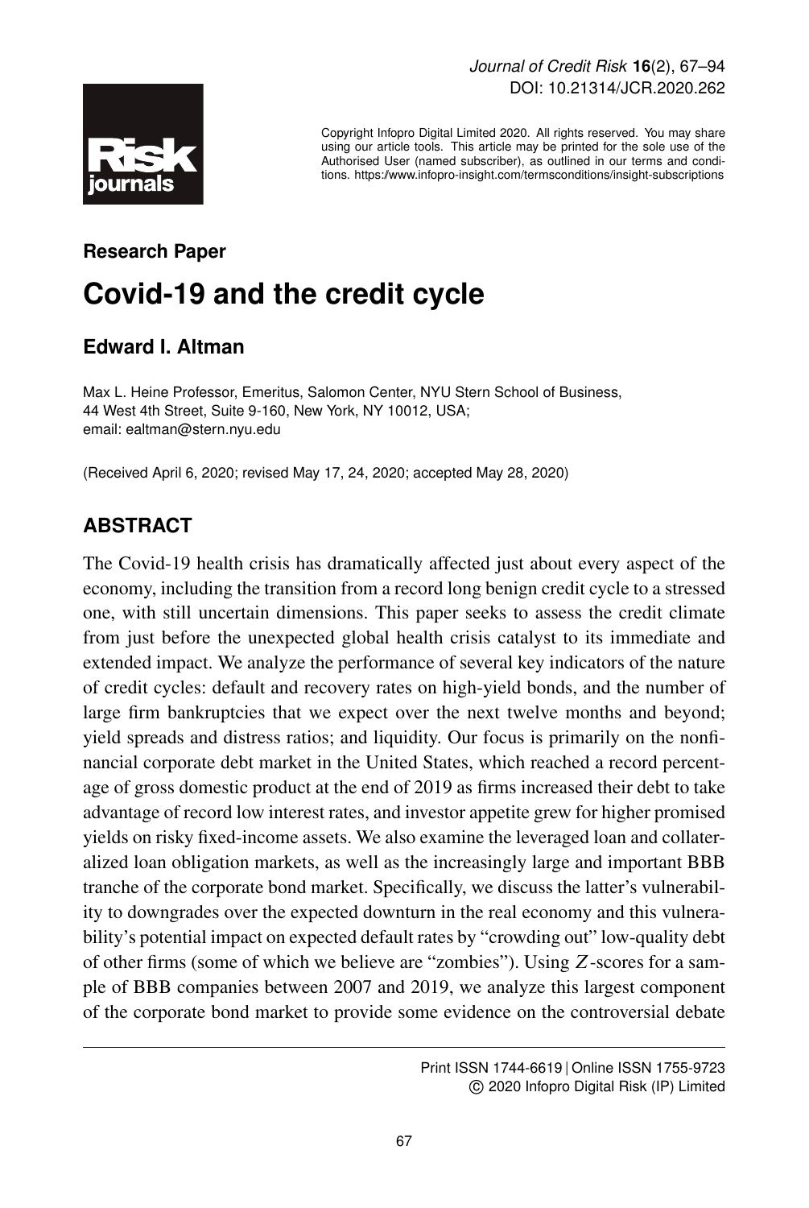Copyright Infopro Digital Limited 2020. All rights reserved. You may share using our article tools. This article may be printed for the sole use of the Authorised User (named subscriber), as outlined in our terms and conditions. https://www.infopro-insight.com/termsconditions/insight-subscriptions

**Research Paper**

# Covid-19 and the credit cycle

**Edward I. Altman**

Max L. Heine Professor, Emeritus, Salomon Center, NYU Stern School of Business, 44 West 4th Street, Suite 9-160, New York, NY 10012, USA; email: ealtman@stern.nyu.edu

(Received April 6, 2020; revised May 17, 24, 2020; accepted May 28, 2020)

## ABSTRACT

The Covid-19 health crisis has dramatically affected just about every aspect of the economy, including the transition from a record long benign credit cycle to a stressed one, with still uncertain dimensions. This paper seeks to assess the credit climate from just before the unexpected global health crisis catalyst to its immediate and extended impact. We analyze the performance of several key indicators of the nature of credit cycles: default and recovery rates on high-yield bonds, and the number of large firm bankruptcies that we expect over the next twelve months and beyond; yield spreads and distress ratios; and liquidity. Our focus is primarily on the nonfinancial corporate debt market in the United States, which reached a record percentage of gross domestic product at the end of 2019 as firms increased their debt to take advantage of record low interest rates, and investor appetite grew for higher promised yields on risky fixed-income assets. We also examine the leveraged loan and collateralized loan obligation markets, as well as the increasingly large and important BBB tranche of the corporate bond market. Specifically, we discuss the latter's vulnerability to downgrades over the expected downturn in the real economy and this vulnerability's potential impact on expected default rates by "crowding out" low-quality debt of other firms (some of which we believe are "zombies"). Using $Z$-scores for a sample of BBB companies between 2007 and 2019, we analyze this largest component of the corporate bond market to provide some evidence on the controversial debate

Print ISSN 1744-6619 | Online ISSN 1755-9723
© 2020 Infopro Digital Risk (IP) Limited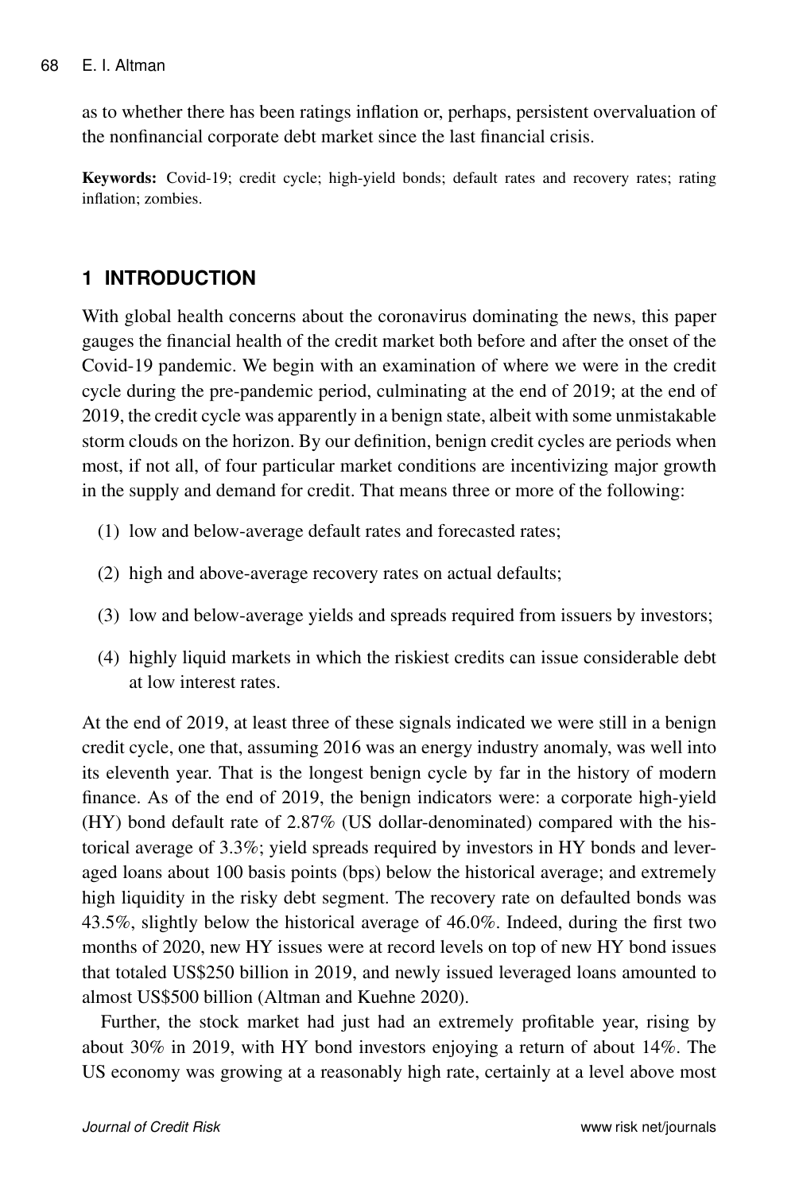as to whether there has been ratings inflation or, perhaps, persistent overvaluation of the nonfinancial corporate debt market since the last financial crisis.

**Keywords:** Covid-19; credit cycle; high-yield bonds; default rates and recovery rates; rating inflation; zombies.

## 1 INTRODUCTION

With global health concerns about the coronavirus dominating the news, this paper gauges the financial health of the credit market both before and after the onset of the Covid-19 pandemic. We begin with an examination of where we were in the credit cycle during the pre-pandemic period, culminating at the end of 2019; at the end of 2019, the credit cycle was apparently in a benign state, albeit with some unmistakable storm clouds on the horizon. By our definition, benign credit cycles are periods when most, if not all, of four particular market conditions are incentivizing major growth in the supply and demand for credit. That means three or more of the following:

(1) low and below-average default rates and forecasted rates;

(2) high and above-average recovery rates on actual defaults;

(3) low and below-average yields and spreads required from issuers by investors;

(4) highly liquid markets in which the riskiest credits can issue considerable debt at low interest rates.

At the end of 2019, at least three of these signals indicated we were still in a benign credit cycle, one that, assuming 2016 was an energy industry anomaly, was well into its eleventh year. That is the longest benign cycle by far in the history of modern finance. As of the end of 2019, the benign indicators were: a corporate high-yield (HY) bond default rate of 2.87% (US dollar-denominated) compared with the historical average of 3.3%; yield spreads required by investors in HY bonds and leveraged loans about 100 basis points (bps) below the historical average; and extremely high liquidity in the risky debt segment. The recovery rate on defaulted bonds was 43.5%, slightly below the historical average of 46.0%. Indeed, during the first two months of 2020, new HY issues were at record levels on top of new HY bond issues that totaled US$250 billion in 2019, and newly issued leveraged loans amounted to almost US$500 billion (Altman and Kuehne 2020).

Further, the stock market had just had an extremely profitable year, rising by about 30% in 2019, with HY bond investors enjoying a return of about 14%. The US economy was growing at a reasonably high rate, certainly at a level above most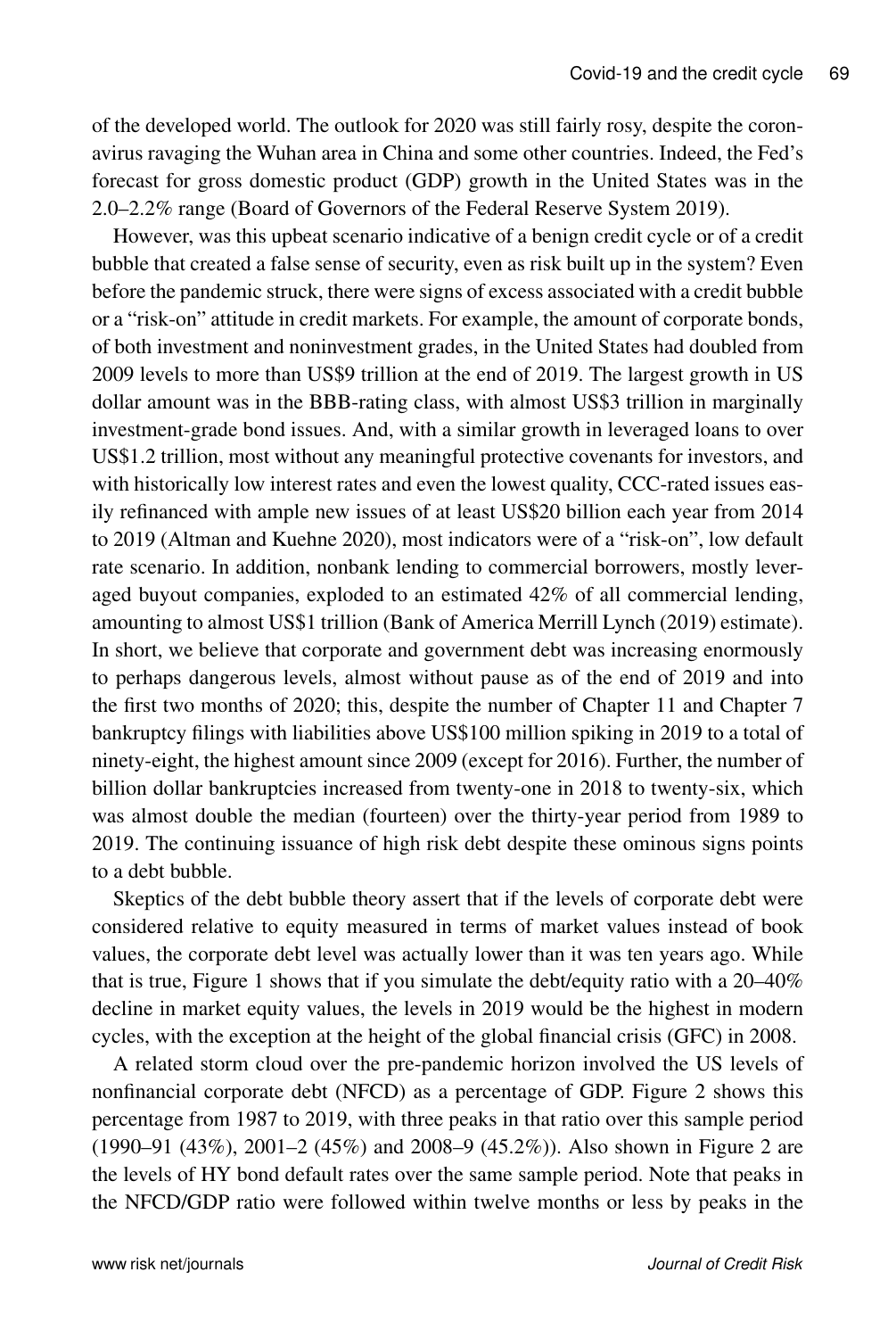of the developed world. The outlook for 2020 was still fairly rosy, despite the coronavirus ravaging the Wuhan area in China and some other countries. Indeed, the Fed's forecast for gross domestic product (GDP) growth in the United States was in the 2.0–2.2% range (Board of Governors of the Federal Reserve System 2019).

However, was this upbeat scenario indicative of a benign credit cycle or of a credit bubble that created a false sense of security, even as risk built up in the system? Even before the pandemic struck, there were signs of excess associated with a credit bubble or a "risk-on" attitude in credit markets. For example, the amount of corporate bonds, of both investment and noninvestment grades, in the United States had doubled from 2009 levels to more than US$9 trillion at the end of 2019. The largest growth in US dollar amount was in the BBB-rating class, with almost US$3 trillion in marginally investment-grade bond issues. And, with a similar growth in leveraged loans to over US$1.2 trillion, most without any meaningful protective covenants for investors, and with historically low interest rates and even the lowest quality, CCC-rated issues easily refinanced with ample new issues of at least US$20 billion each year from 2014 to 2019 (Altman and Kuehne 2020), most indicators were of a "risk-on", low default rate scenario. In addition, nonbank lending to commercial borrowers, mostly leveraged buyout companies, exploded to an estimated 42% of all commercial lending, amounting to almost US$1 trillion (Bank of America Merrill Lynch (2019) estimate). In short, we believe that corporate and government debt was increasing enormously to perhaps dangerous levels, almost without pause as of the end of 2019 and into the first two months of 2020; this, despite the number of Chapter 11 and Chapter 7 bankruptcy filings with liabilities above US$100 million spiking in 2019 to a total of ninety-eight, the highest amount since 2009 (except for 2016). Further, the number of billion dollar bankruptcies increased from twenty-one in 2018 to twenty-six, which was almost double the median (fourteen) over the thirty-year period from 1989 to 2019. The continuing issuance of high risk debt despite these ominous signs points to a debt bubble.

Skeptics of the debt bubble theory assert that if the levels of corporate debt were considered relative to equity measured in terms of market values instead of book values, the corporate debt level was actually lower than it was ten years ago. While that is true, Figure 1 shows that if you simulate the debt/equity ratio with a 20–40% decline in market equity values, the levels in 2019 would be the highest in modern cycles, with the exception at the height of the global financial crisis (GFC) in 2008.

A related storm cloud over the pre-pandemic horizon involved the US levels of nonfinancial corporate debt (NFCD) as a percentage of GDP. Figure 2 shows this percentage from 1987 to 2019, with three peaks in that ratio over this sample period (1990–91 (43%), 2001–2 (45%) and 2008–9 (45.2%)). Also shown in Figure 2 are the levels of HY bond default rates over the same sample period. Note that peaks in the NFCD/GDP ratio were followed within twelve months or less by peaks in the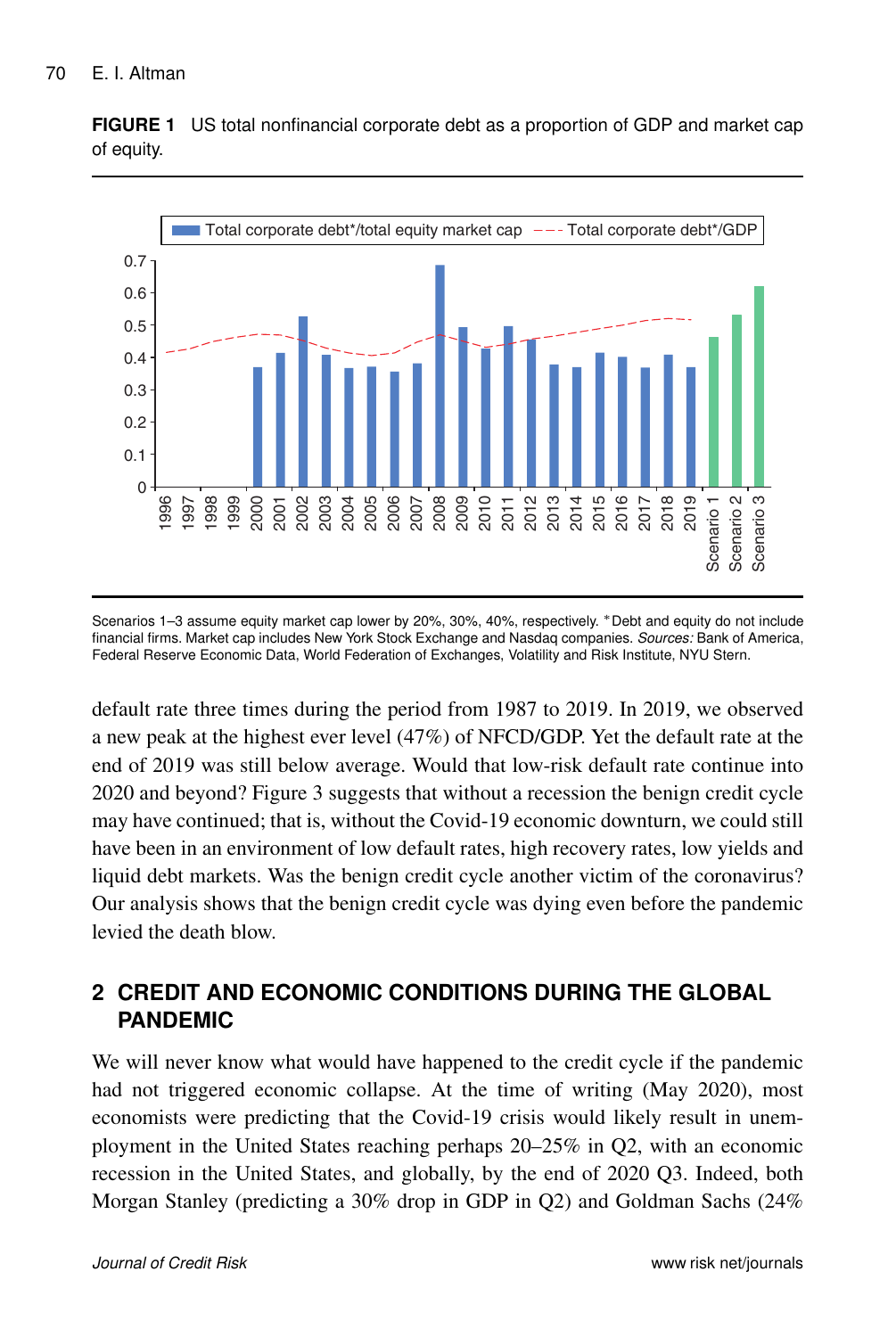**FIGURE 1** US total nonfinancial corporate debt as a proportion of GDP and market cap of equity.

Scenarios 1–3 assume equity market cap lower by 20%, 30%, 40%, respectively. *Debt and equity do not include financial firms. Market cap includes New York Stock Exchange and Nasdaq companies. *Sources:* Bank of America, Federal Reserve Economic Data, World Federation of Exchanges, Volatility and Risk Institute, NYU Stern.

default rate three times during the period from 1987 to 2019. In 2019, we observed a new peak at the highest ever level (47%) of NFCD/GDP. Yet the default rate at the end of 2019 was still below average. Would that low-risk default rate continue into 2020 and beyond? Figure 3 suggests that without a recession the benign credit cycle may have continued; that is, without the Covid-19 economic downturn, we could still have been in an environment of low default rates, high recovery rates, low yields and liquid debt markets. Was the benign credit cycle another victim of the coronavirus? Our analysis shows that the benign credit cycle was dying even before the pandemic levied the death blow.

## 2 CREDIT AND ECONOMIC CONDITIONS DURING THE GLOBAL PANDEMIC

We will never know what would have happened to the credit cycle if the pandemic had not triggered economic collapse. At the time of writing (May 2020), most economists were predicting that the Covid-19 crisis would likely result in unemployment in the United States reaching perhaps 20–25% in Q2, with an economic recession in the United States, and globally, by the end of 2020 Q3. Indeed, both Morgan Stanley (predicting a 30% drop in GDP in Q2) and Goldman Sachs (24%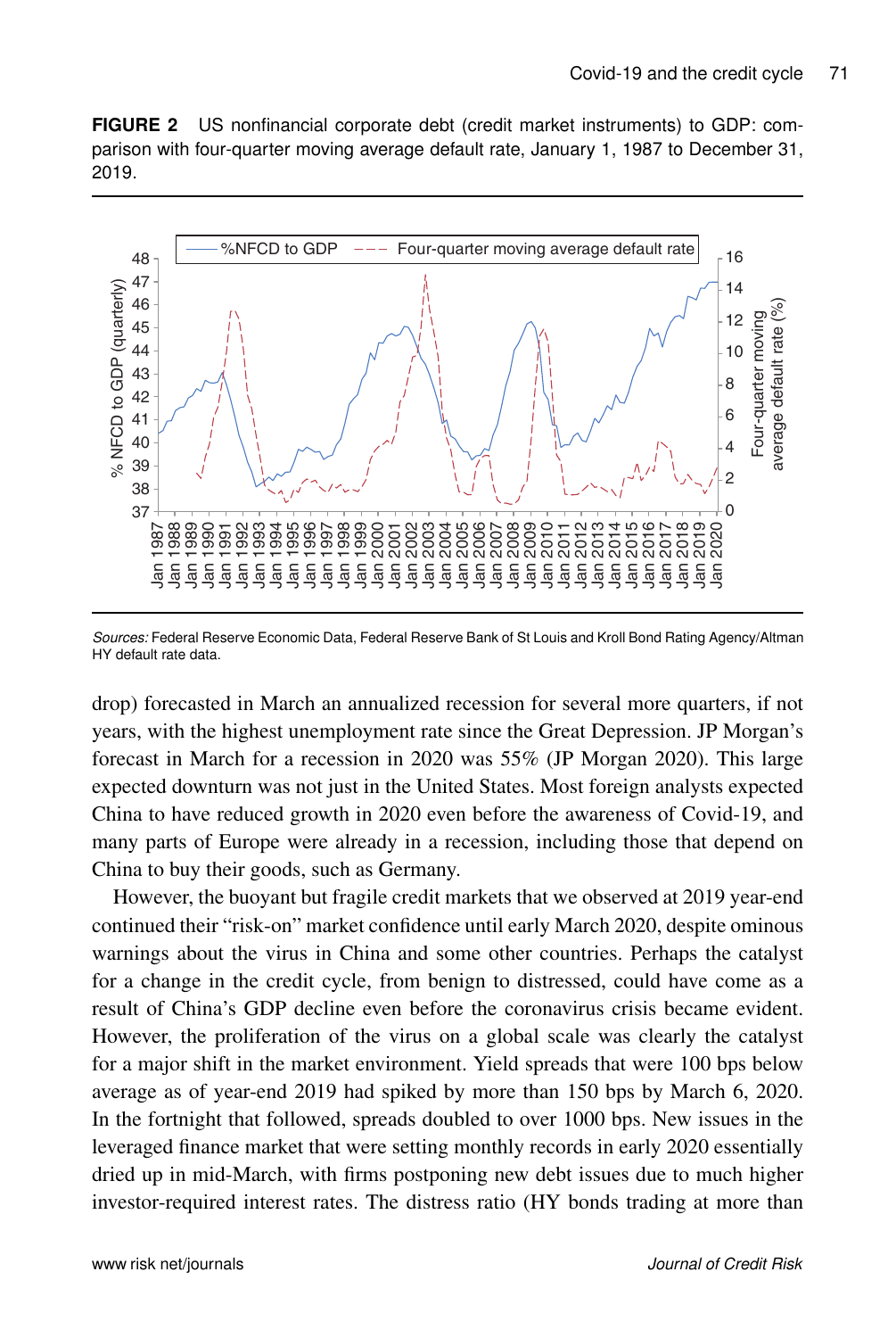**FIGURE 2** US nonfinancial corporate debt (credit market instruments) to GDP: comparison with four-quarter moving average default rate, January 1, 1987 to December 31, 2019.

*Sources:* Federal Reserve Economic Data, Federal Reserve Bank of St Louis and Kroll Bond Rating Agency/Altman HY default rate data.

drop) forecasted in March an annualized recession for several more quarters, if not years, with the highest unemployment rate since the Great Depression. JP Morgan's forecast in March for a recession in 2020 was 55% (JP Morgan 2020). This large expected downturn was not just in the United States. Most foreign analysts expected China to have reduced growth in 2020 even before the awareness of Covid-19, and many parts of Europe were already in a recession, including those that depend on China to buy their goods, such as Germany.

However, the buoyant but fragile credit markets that we observed at 2019 year-end continued their "risk-on" market confidence until early March 2020, despite ominous warnings about the virus in China and some other countries. Perhaps the catalyst for a change in the credit cycle, from benign to distressed, could have come as a result of China's GDP decline even before the coronavirus crisis became evident. However, the proliferation of the virus on a global scale was clearly the catalyst for a major shift in the market environment. Yield spreads that were 100 bps below average as of year-end 2019 had spiked by more than 150 bps by March 6, 2020. In the fortnight that followed, spreads doubled to over 1000 bps. New issues in the leveraged finance market that were setting monthly records in early 2020 essentially dried up in mid-March, with firms postponing new debt issues due to much higher investor-required interest rates. The distress ratio (HY bonds trading at more than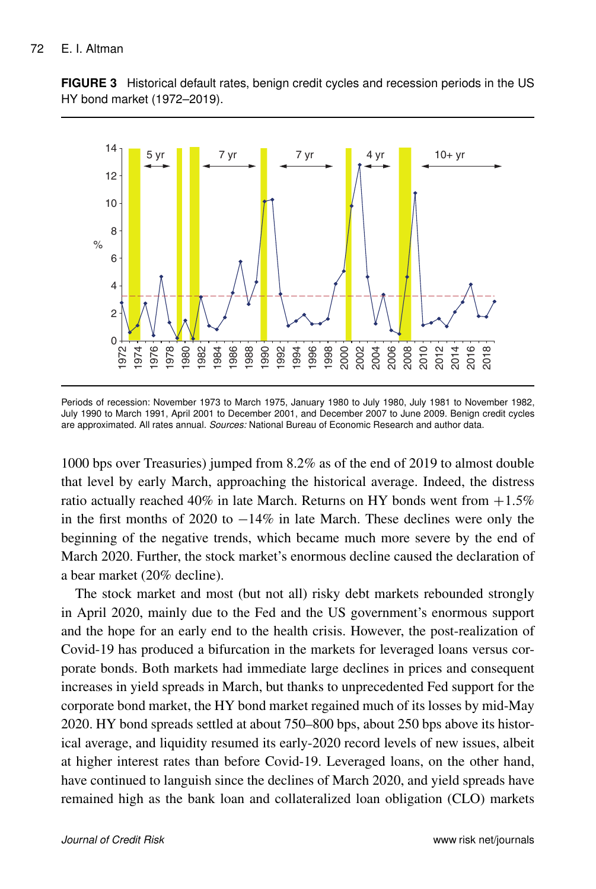**FIGURE 3** Historical default rates, benign credit cycles and recession periods in the US HY bond market (1972–2019).

Periods of recession: November 1973 to March 1975, January 1980 to July 1980, July 1981 to November 1982, July 1990 to March 1991, April 2001 to December 2001, and December 2007 to June 2009. Benign credit cycles are approximated. All rates annual. *Sources:* National Bureau of Economic Research and author data.

1000 bps over Treasuries) jumped from 8.2% as of the end of 2019 to almost double that level by early March, approaching the historical average. Indeed, the distress ratio actually reached 40% in late March. Returns on HY bonds went from +1.5% in the first months of 2020 to −14% in late March. These declines were only the beginning of the negative trends, which became much more severe by the end of March 2020. Further, the stock market's enormous decline caused the declaration of a bear market (20% decline).

The stock market and most (but not all) risky debt markets rebounded strongly in April 2020, mainly due to the Fed and the US government's enormous support and the hope for an early end to the health crisis. However, the post-realization of Covid-19 has produced a bifurcation in the markets for leveraged loans versus corporate bonds. Both markets had immediate large declines in prices and consequent increases in yield spreads in March, but thanks to unprecedented Fed support for the corporate bond market, the HY bond market regained much of its losses by mid-May 2020. HY bond spreads settled at about 750–800 bps, about 250 bps above its historical average, and liquidity resumed its early-2020 record levels of new issues, albeit at higher interest rates than before Covid-19. Leveraged loans, on the other hand, have continued to languish since the declines of March 2020, and yield spreads have remained high as the bank loan and collateralized loan obligation (CLO) markets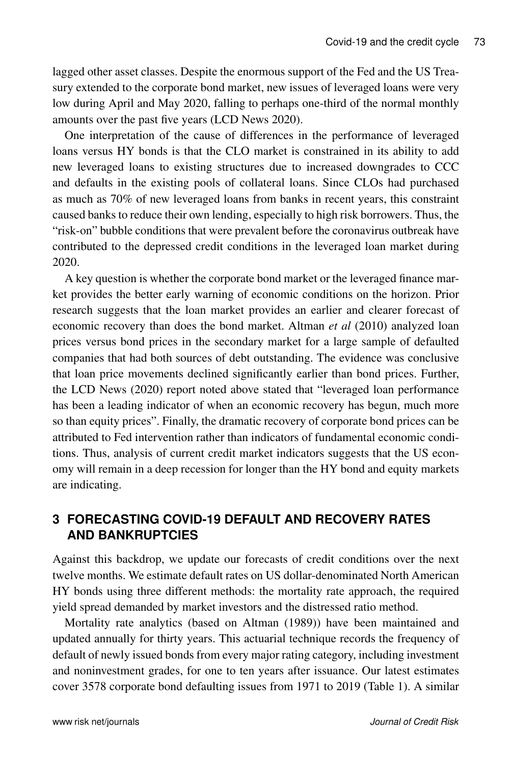lagged other asset classes. Despite the enormous support of the Fed and the US Treasury extended to the corporate bond market, new issues of leveraged loans were very low during April and May 2020, falling to perhaps one-third of the normal monthly amounts over the past five years (LCD News 2020).

One interpretation of the cause of differences in the performance of leveraged loans versus HY bonds is that the CLO market is constrained in its ability to add new leveraged loans to existing structures due to increased downgrades to CCC and defaults in the existing pools of collateral loans. Since CLOs had purchased as much as 70% of new leveraged loans from banks in recent years, this constraint caused banks to reduce their own lending, especially to high risk borrowers. Thus, the "risk-on" bubble conditions that were prevalent before the coronavirus outbreak have contributed to the depressed credit conditions in the leveraged loan market during 2020.

A key question is whether the corporate bond market or the leveraged finance market provides the better early warning of economic conditions on the horizon. Prior research suggests that the loan market provides an earlier and clearer forecast of economic recovery than does the bond market. Altman *et al* (2010) analyzed loan prices versus bond prices in the secondary market for a large sample of defaulted companies that had both sources of debt outstanding. The evidence was conclusive that loan price movements declined significantly earlier than bond prices. Further, the LCD News (2020) report noted above stated that "leveraged loan performance has been a leading indicator of when an economic recovery has begun, much more so than equity prices". Finally, the dramatic recovery of corporate bond prices can be attributed to Fed intervention rather than indicators of fundamental economic conditions. Thus, analysis of current credit market indicators suggests that the US economy will remain in a deep recession for longer than the HY bond and equity markets are indicating.

## 3 FORECASTING COVID-19 DEFAULT AND RECOVERY RATES AND BANKRUPTCIES

Against this backdrop, we update our forecasts of credit conditions over the next twelve months. We estimate default rates on US dollar-denominated North American HY bonds using three different methods: the mortality rate approach, the required yield spread demanded by market investors and the distressed ratio method.

Mortality rate analytics (based on Altman (1989)) have been maintained and updated annually for thirty years. This actuarial technique records the frequency of default of newly issued bonds from every major rating category, including investment and noninvestment grades, for one to ten years after issuance. Our latest estimates cover 3578 corporate bond defaulting issues from 1971 to 2019 (Table 1). A similar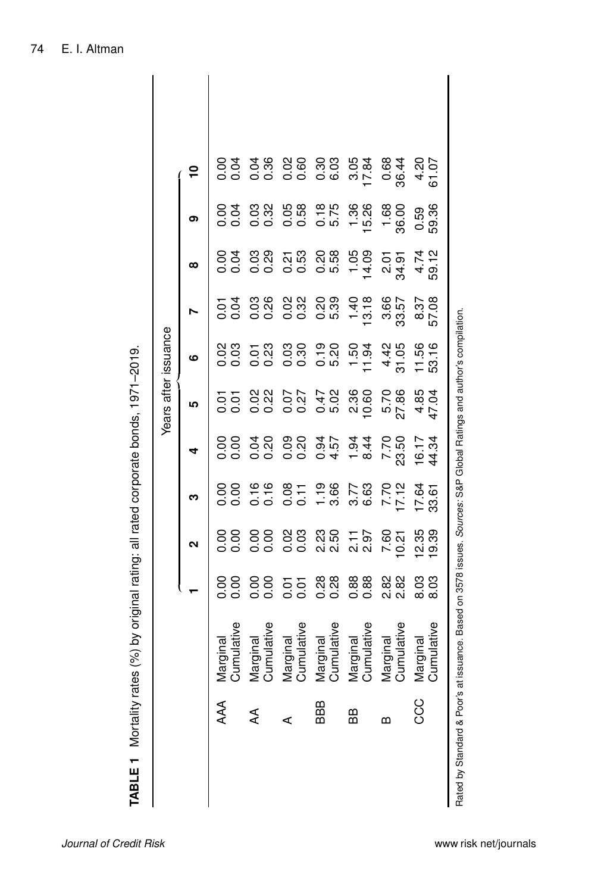**TABLE 1** Mortality rates (%) by original rating: all rated corporate bonds, 1971–2019.

| | | Years after issuance | | | | | | | | | |
|---|---|---|---|---|---|---|---|---|---|---|---|
| | | **1** | **2** | **3** | **4** | **5** | **6** | **7** | **8** | **9** | **10** |
| AAA | Marginal | 0.00 | 0.00 | 0.00 | 0.00 | 0.01 | 0.02 | 0.01 | 0.00 | 0.00 | 0.00 |
| | Cumulative | 0.00 | 0.00 | 0.00 | 0.00 | 0.01 | 0.03 | 0.04 | 0.04 | 0.04 | 0.04 |
| AA | Marginal | 0.00 | 0.00 | 0.16 | 0.04 | 0.02 | 0.01 | 0.03 | 0.03 | 0.03 | 0.04 |
| | Cumulative | 0.00 | 0.00 | 0.16 | 0.20 | 0.22 | 0.23 | 0.26 | 0.29 | 0.32 | 0.36 |
| A | Marginal | 0.01 | 0.02 | 0.08 | 0.09 | 0.07 | 0.03 | 0.02 | 0.21 | 0.05 | 0.02 |
| | Cumulative | 0.01 | 0.03 | 0.11 | 0.20 | 0.27 | 0.30 | 0.32 | 0.53 | 0.58 | 0.60 |
| BBB | Marginal | 0.28 | 2.23 | 1.19 | 0.94 | 0.47 | 0.19 | 0.20 | 0.20 | 0.18 | 0.30 |
| | Cumulative | 0.28 | 2.50 | 3.66 | 4.57 | 5.02 | 5.20 | 5.39 | 5.58 | 5.75 | 6.03 |
| BB | Marginal | 0.88 | 2.11 | 3.77 | 1.94 | 2.36 | 1.50 | 1.40 | 1.05 | 1.36 | 3.05 |
| | Cumulative | 0.88 | 2.97 | 6.63 | 8.44 | 10.60 | 11.94 | 13.18 | 14.09 | 15.26 | 17.84 |
| B | Marginal | 2.82 | 7.60 | 7.70 | 7.70 | 5.70 | 4.42 | 3.66 | 2.01 | 1.68 | 0.68 |
| | Cumulative | 2.82 | 10.21 | 17.12 | 23.50 | 27.86 | 31.05 | 33.57 | 34.91 | 36.00 | 36.44 |
| CCC | Marginal | 8.03 | 12.35 | 17.64 | 16.17 | 4.85 | 11.56 | 8.37 | 4.74 | 0.59 | 4.20 |
| | Cumulative | 8.03 | 19.39 | 33.61 | 44.34 | 47.04 | 53.16 | 57.08 | 59.12 | 59.36 | 61.07 |

Rated by Standard & Poor's at issuance. Based on 3578 issues. *Sources*: S&P Global Ratings and author's compilation.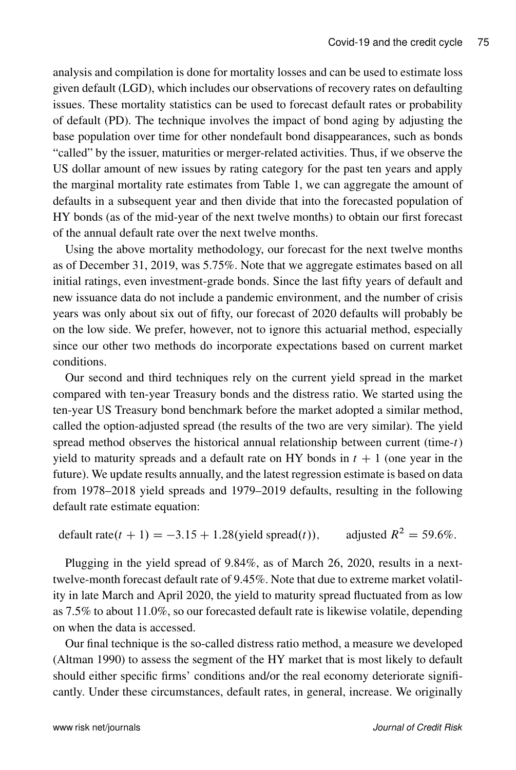analysis and compilation is done for mortality losses and can be used to estimate loss given default (LGD), which includes our observations of recovery rates on defaulting issues. These mortality statistics can be used to forecast default rates or probability of default (PD). The technique involves the impact of bond aging by adjusting the base population over time for other nondefault bond disappearances, such as bonds "called" by the issuer, maturities or merger-related activities. Thus, if we observe the US dollar amount of new issues by rating category for the past ten years and apply the marginal mortality rate estimates from Table 1, we can aggregate the amount of defaults in a subsequent year and then divide that into the forecasted population of HY bonds (as of the mid-year of the next twelve months) to obtain our first forecast of the annual default rate over the next twelve months.

Using the above mortality methodology, our forecast for the next twelve months as of December 31, 2019, was 5.75%. Note that we aggregate estimates based on all initial ratings, even investment-grade bonds. Since the last fifty years of default and new issuance data do not include a pandemic environment, and the number of crisis years was only about six out of fifty, our forecast of 2020 defaults will probably be on the low side. We prefer, however, not to ignore this actuarial method, especially since our other two methods do incorporate expectations based on current market conditions.

Our second and third techniques rely on the current yield spread in the market compared with ten-year Treasury bonds and the distress ratio. We started using the ten-year US Treasury bond benchmark before the market adopted a similar method, called the option-adjusted spread (the results of the two are very similar). The yield spread method observes the historical annual relationship between current (time-$t$) yield to maturity spreads and a default rate on HY bonds in $t + 1$ (one year in the future). We update results annually, and the latest regression estimate is based on data from 1978–2018 yield spreads and 1979–2019 defaults, resulting in the following default rate estimate equation:

$$\text{default rate}(t + 1) = -3.15 + 1.28(\text{yield spread}(t)), \qquad \text{adjusted } R^2 = 59.6\%.$$

Plugging in the yield spread of 9.84%, as of March 26, 2020, results in a next-twelve-month forecast default rate of 9.45%. Note that due to extreme market volatility in late March and April 2020, the yield to maturity spread fluctuated from as low as 7.5% to about 11.0%, so our forecasted default rate is likewise volatile, depending on when the data is accessed.

Our final technique is the so-called distress ratio method, a measure we developed (Altman 1990) to assess the segment of the HY market that is most likely to default should either specific firms' conditions and/or the real economy deteriorate significantly. Under these circumstances, default rates, in general, increase. We originally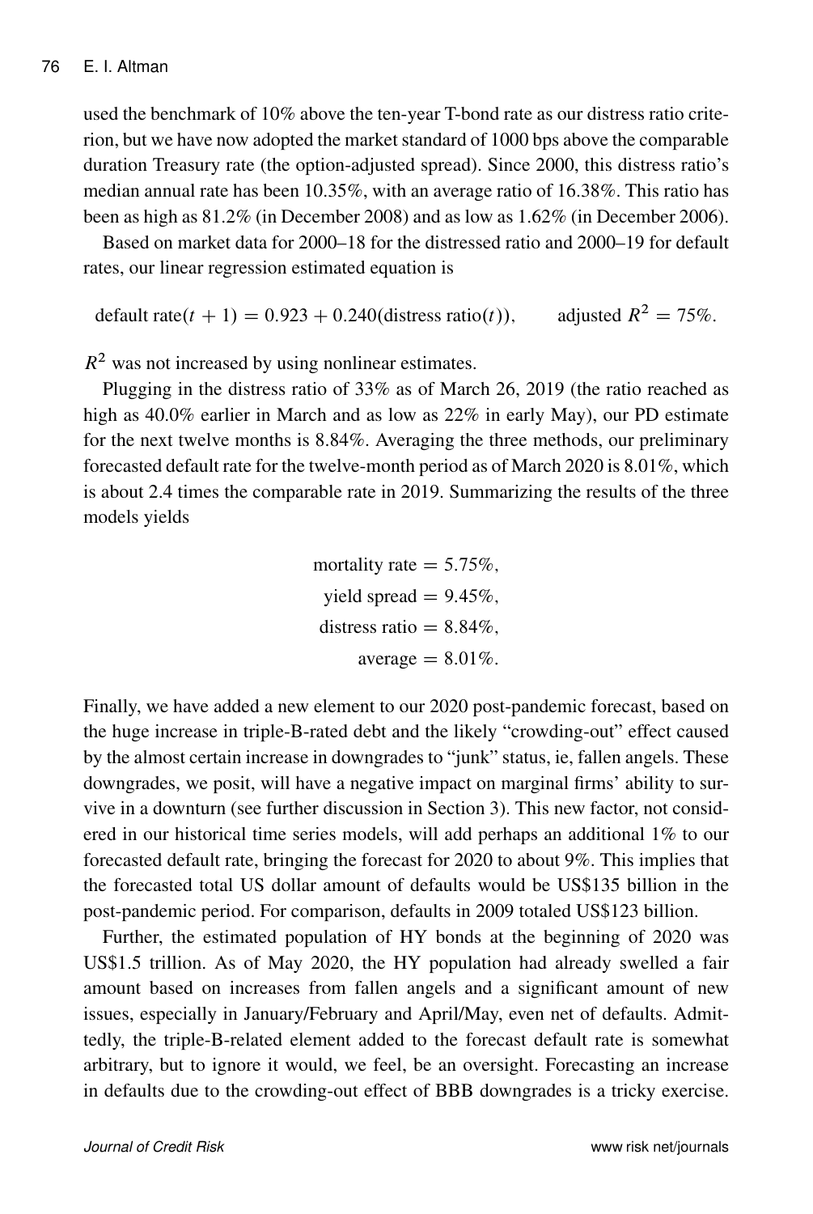used the benchmark of 10% above the ten-year T-bond rate as our distress ratio criterion, but we have now adopted the market standard of 1000 bps above the comparable duration Treasury rate (the option-adjusted spread). Since 2000, this distress ratio's median annual rate has been 10.35%, with an average ratio of 16.38%. This ratio has been as high as 81.2% (in December 2008) and as low as 1.62% (in December 2006).

Based on market data for 2000–18 for the distressed ratio and 2000–19 for default rates, our linear regression estimated equation is

$$\text{default rate}(t+1) = 0.923 + 0.240(\text{distress ratio}(t)), \qquad \text{adjusted } R^2 = 75\%.$$

$R^2$ was not increased by using nonlinear estimates.

Plugging in the distress ratio of 33% as of March 26, 2019 (the ratio reached as high as 40.0% earlier in March and as low as 22% in early May), our PD estimate for the next twelve months is 8.84%. Averaging the three methods, our preliminary forecasted default rate for the twelve-month period as of March 2020 is 8.01%, which is about 2.4 times the comparable rate in 2019. Summarizing the results of the three models yields

$$\begin{aligned}
\text{mortality rate} &= 5.75\%,\\
\text{yield spread} &= 9.45\%,\\
\text{distress ratio} &= 8.84\%,\\
\text{average} &= 8.01\%.
\end{aligned}$$

Finally, we have added a new element to our 2020 post-pandemic forecast, based on the huge increase in triple-B-rated debt and the likely "crowding-out" effect caused by the almost certain increase in downgrades to "junk" status, ie, fallen angels. These downgrades, we posit, will have a negative impact on marginal firms' ability to survive in a downturn (see further discussion in Section 3). This new factor, not considered in our historical time series models, will add perhaps an additional 1% to our forecasted default rate, bringing the forecast for 2020 to about 9%. This implies that the forecasted total US dollar amount of defaults would be US$135 billion in the post-pandemic period. For comparison, defaults in 2009 totaled US$123 billion.

Further, the estimated population of HY bonds at the beginning of 2020 was US$1.5 trillion. As of May 2020, the HY population had already swelled a fair amount based on increases from fallen angels and a significant amount of new issues, especially in January/February and April/May, even net of defaults. Admittedly, the triple-B-related element added to the forecast default rate is somewhat arbitrary, but to ignore it would, we feel, be an oversight. Forecasting an increase in defaults due to the crowding-out effect of BBB downgrades is a tricky exercise.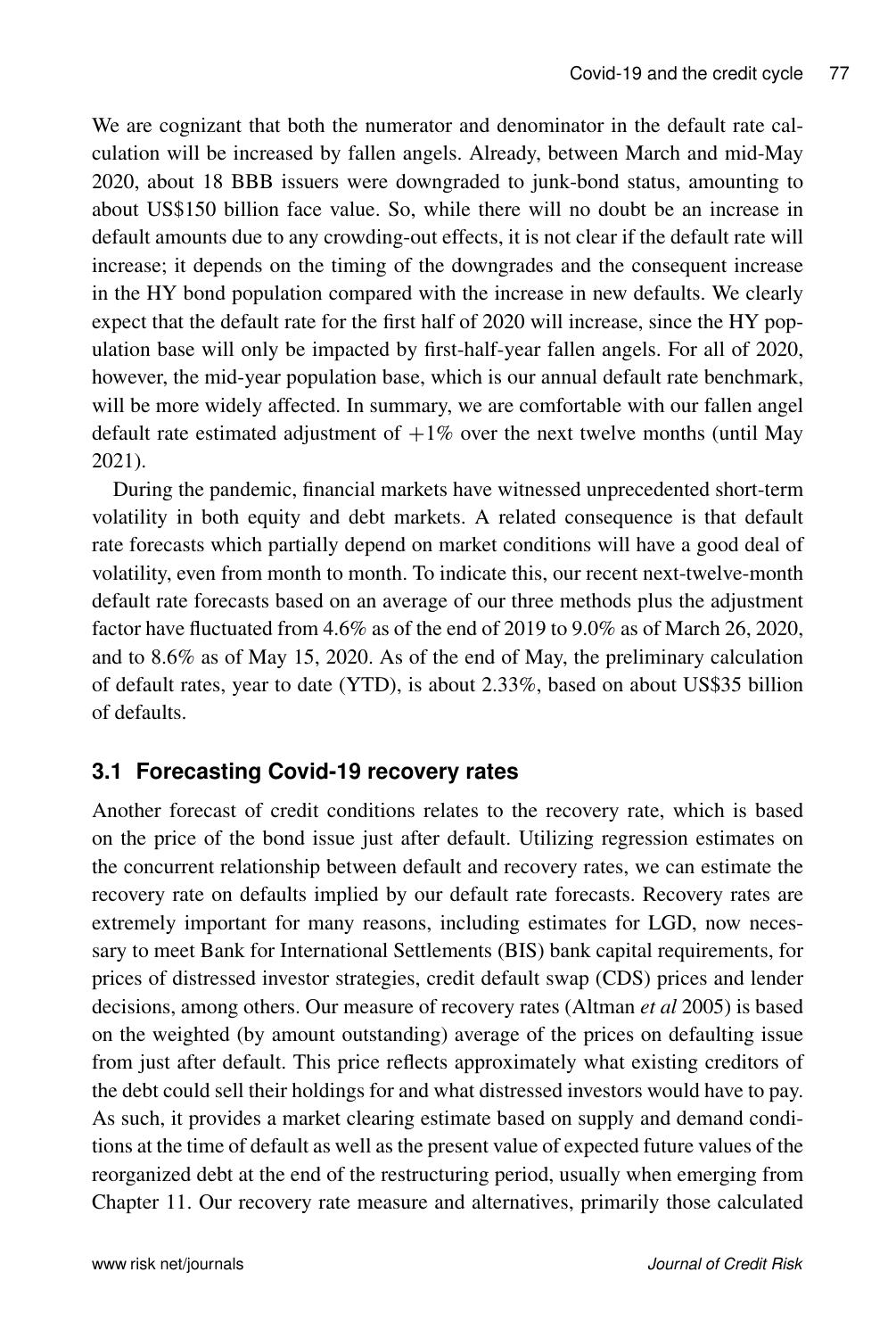We are cognizant that both the numerator and denominator in the default rate calculation will be increased by fallen angels. Already, between March and mid-May 2020, about 18 BBB issuers were downgraded to junk-bond status, amounting to about US$150 billion face value. So, while there will no doubt be an increase in default amounts due to any crowding-out effects, it is not clear if the default rate will increase; it depends on the timing of the downgrades and the consequent increase in the HY bond population compared with the increase in new defaults. We clearly expect that the default rate for the first half of 2020 will increase, since the HY population base will only be impacted by first-half-year fallen angels. For all of 2020, however, the mid-year population base, which is our annual default rate benchmark, will be more widely affected. In summary, we are comfortable with our fallen angel default rate estimated adjustment of $+1\%$ over the next twelve months (until May 2021).

During the pandemic, financial markets have witnessed unprecedented short-term volatility in both equity and debt markets. A related consequence is that default rate forecasts which partially depend on market conditions will have a good deal of volatility, even from month to month. To indicate this, our recent next-twelve-month default rate forecasts based on an average of our three methods plus the adjustment factor have fluctuated from 4.6% as of the end of 2019 to 9.0% as of March 26, 2020, and to 8.6% as of May 15, 2020. As of the end of May, the preliminary calculation of default rates, year to date (YTD), is about 2.33%, based on about US$35 billion of defaults.

## 3.1 Forecasting Covid-19 recovery rates

Another forecast of credit conditions relates to the recovery rate, which is based on the price of the bond issue just after default. Utilizing regression estimates on the concurrent relationship between default and recovery rates, we can estimate the recovery rate on defaults implied by our default rate forecasts. Recovery rates are extremely important for many reasons, including estimates for LGD, now necessary to meet Bank for International Settlements (BIS) bank capital requirements, for prices of distressed investor strategies, credit default swap (CDS) prices and lender decisions, among others. Our measure of recovery rates (Altman *et al* 2005) is based on the weighted (by amount outstanding) average of the prices on defaulting issue from just after default. This price reflects approximately what existing creditors of the debt could sell their holdings for and what distressed investors would have to pay. As such, it provides a market clearing estimate based on supply and demand conditions at the time of default as well as the present value of expected future values of the reorganized debt at the end of the restructuring period, usually when emerging from Chapter 11. Our recovery rate measure and alternatives, primarily those calculated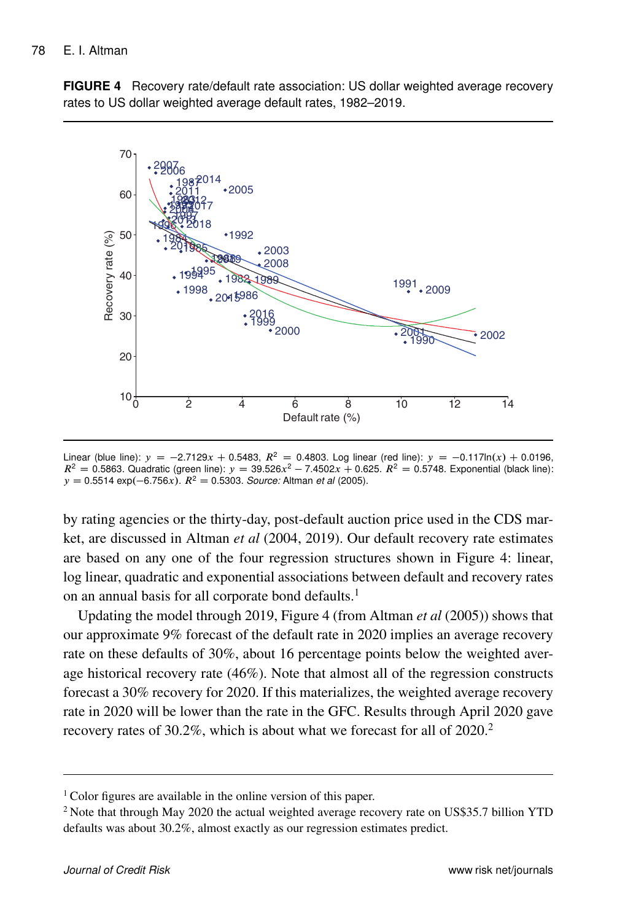**FIGURE 4** Recovery rate/default rate association: US dollar weighted average recovery rates to US dollar weighted average default rates, 1982–2019.

Linear (blue line): $y = -2.7129x + 0.5483$, $R^2 = 0.4803$. Log linear (red line): $y = -0.117\ln(x) + 0.0196$, $R^2 = 0.5863$. Quadratic (green line): $y = 39.526x^2 - 7.4502x + 0.625$. $R^2 = 0.5748$. Exponential (black line): $y = 0.5514\exp(-6.756x)$. $R^2 = 0.5303$. *Source:* Altman *et al* (2005).

by rating agencies or the thirty-day, post-default auction price used in the CDS market, are discussed in Altman *et al* (2004, 2019). Our default recovery rate estimates are based on any one of the four regression structures shown in Figure 4: linear, log linear, quadratic and exponential associations between default and recovery rates on an annual basis for all corporate bond defaults.[1]

Updating the model through 2019, Figure 4 (from Altman *et al* (2005)) shows that our approximate 9% forecast of the default rate in 2020 implies an average recovery rate on these defaults of 30%, about 16 percentage points below the weighted average historical recovery rate (46%). Note that almost all of the regression constructs forecast a 30% recovery for 2020. If this materializes, the weighted average recovery rate in 2020 will be lower than the rate in the GFC. Results through April 2020 gave recovery rates of 30.2%, which is about what we forecast for all of 2020.[2]

---

[1] Color figures are available in the online version of this paper.

[2] Note that through May 2020 the actual weighted average recovery rate on US$35.7 billion YTD defaults was about 30.2%, almost exactly as our regression estimates predict.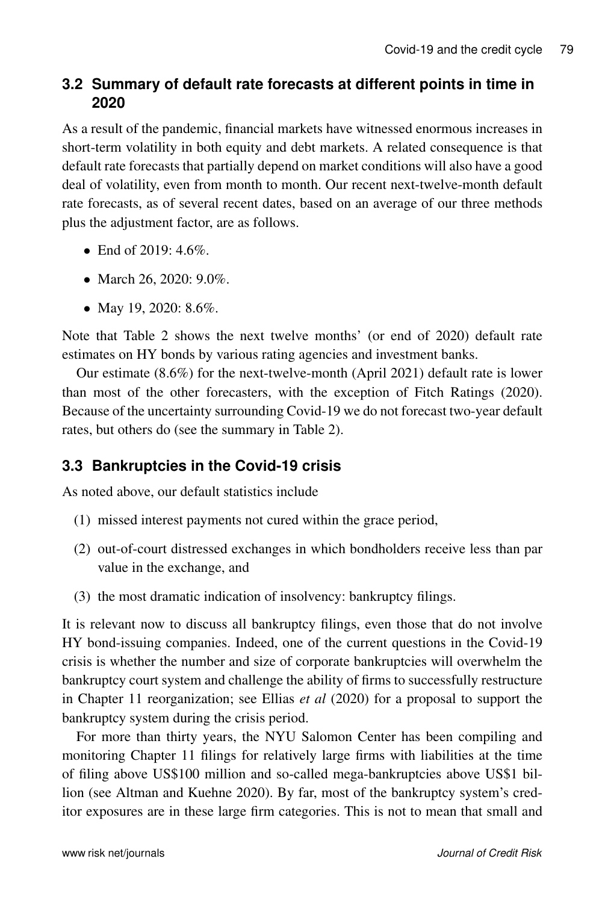## 3.2 Summary of default rate forecasts at different points in time in 2020

As a result of the pandemic, financial markets have witnessed enormous increases in short-term volatility in both equity and debt markets. A related consequence is that default rate forecasts that partially depend on market conditions will also have a good deal of volatility, even from month to month. Our recent next-twelve-month default rate forecasts, as of several recent dates, based on an average of our three methods plus the adjustment factor, are as follows.

- End of 2019: 4.6%.
- March 26, 2020: 9.0%.
- May 19, 2020: 8.6%.

Note that Table 2 shows the next twelve months' (or end of 2020) default rate estimates on HY bonds by various rating agencies and investment banks.

Our estimate (8.6%) for the next-twelve-month (April 2021) default rate is lower than most of the other forecasters, with the exception of Fitch Ratings (2020). Because of the uncertainty surrounding Covid-19 we do not forecast two-year default rates, but others do (see the summary in Table 2).

## 3.3 Bankruptcies in the Covid-19 crisis

As noted above, our default statistics include

(1) missed interest payments not cured within the grace period,

(2) out-of-court distressed exchanges in which bondholders receive less than par value in the exchange, and

(3) the most dramatic indication of insolvency: bankruptcy filings.

It is relevant now to discuss all bankruptcy filings, even those that do not involve HY bond-issuing companies. Indeed, one of the current questions in the Covid-19 crisis is whether the number and size of corporate bankruptcies will overwhelm the bankruptcy court system and challenge the ability of firms to successfully restructure in Chapter 11 reorganization; see Ellias *et al* (2020) for a proposal to support the bankruptcy system during the crisis period.

For more than thirty years, the NYU Salomon Center has been compiling and monitoring Chapter 11 filings for relatively large firms with liabilities at the time of filing above US$100 million and so-called mega-bankruptcies above US$1 billion (see Altman and Kuehne 2020). By far, most of the bankruptcy system's creditor exposures are in these large firm categories. This is not to mean that small and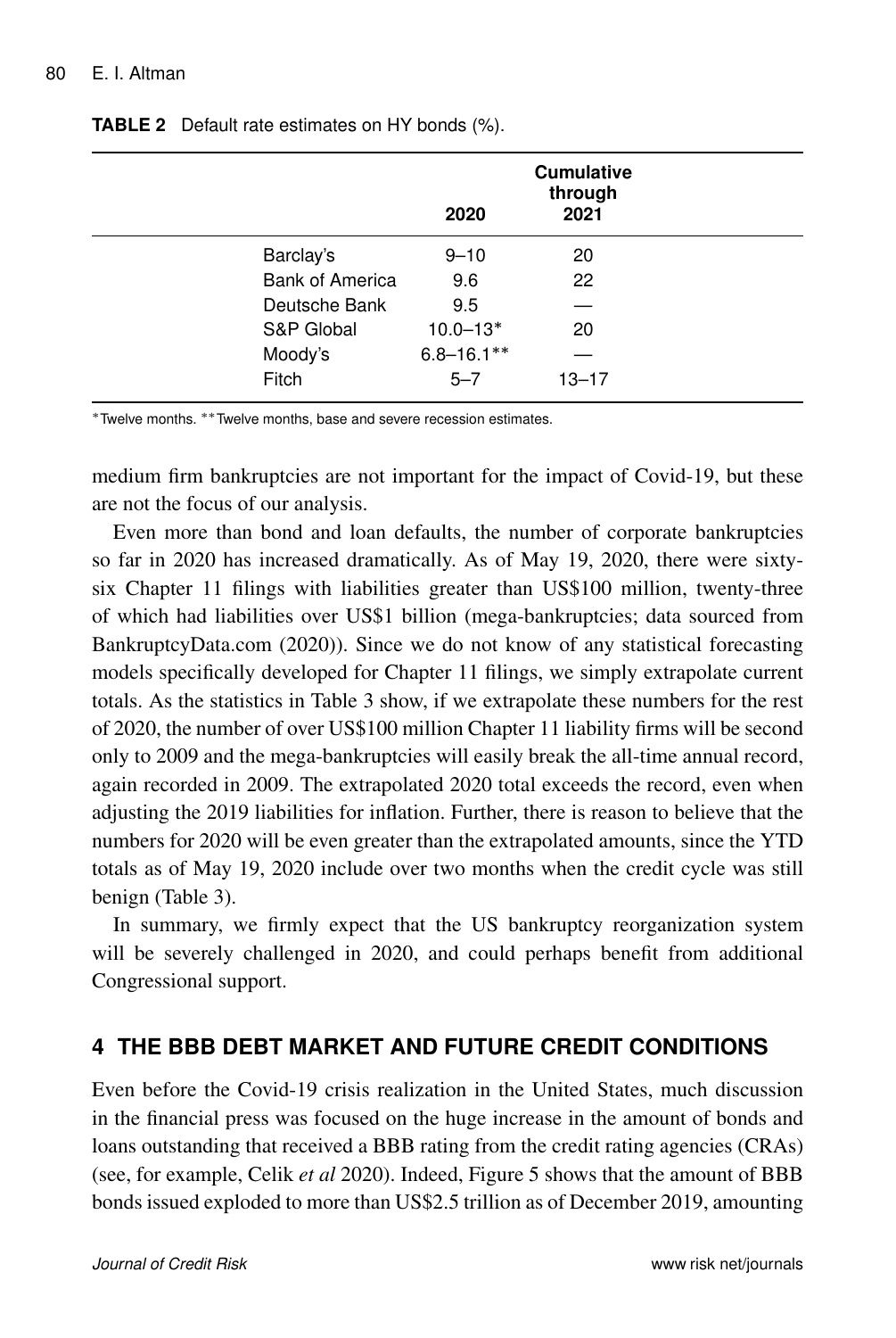**TABLE 2** Default rate estimates on HY bonds (%).

| | 2020 | Cumulative through 2021 |
|---|---|---|
| Barclay's | 9–10 | 20 |
| Bank of America | 9.6 | 22 |
| Deutsche Bank | 9.5 | — |
| S&P Global | 10.0–13* | 20 |
| Moody's | 6.8–16.1** | — |
| Fitch | 5–7 | 13–17 |

*Twelve months. **Twelve months, base and severe recession estimates.

medium firm bankruptcies are not important for the impact of Covid-19, but these are not the focus of our analysis.

Even more than bond and loan defaults, the number of corporate bankruptcies so far in 2020 has increased dramatically. As of May 19, 2020, there were sixty-six Chapter 11 filings with liabilities greater than US$100 million, twenty-three of which had liabilities over US$1 billion (mega-bankruptcies; data sourced from BankruptcyData.com (2020)). Since we do not know of any statistical forecasting models specifically developed for Chapter 11 filings, we simply extrapolate current totals. As the statistics in Table 3 show, if we extrapolate these numbers for the rest of 2020, the number of over US$100 million Chapter 11 liability firms will be second only to 2009 and the mega-bankruptcies will easily break the all-time annual record, again recorded in 2009. The extrapolated 2020 total exceeds the record, even when adjusting the 2019 liabilities for inflation. Further, there is reason to believe that the numbers for 2020 will be even greater than the extrapolated amounts, since the YTD totals as of May 19, 2020 include over two months when the credit cycle was still benign (Table 3).

In summary, we firmly expect that the US bankruptcy reorganization system will be severely challenged in 2020, and could perhaps benefit from additional Congressional support.

## 4 THE BBB DEBT MARKET AND FUTURE CREDIT CONDITIONS

Even before the Covid-19 crisis realization in the United States, much discussion in the financial press was focused on the huge increase in the amount of bonds and loans outstanding that received a BBB rating from the credit rating agencies (CRAs) (see, for example, Celik *et al* 2020). Indeed, Figure 5 shows that the amount of BBB bonds issued exploded to more than US$2.5 trillion as of December 2019, amounting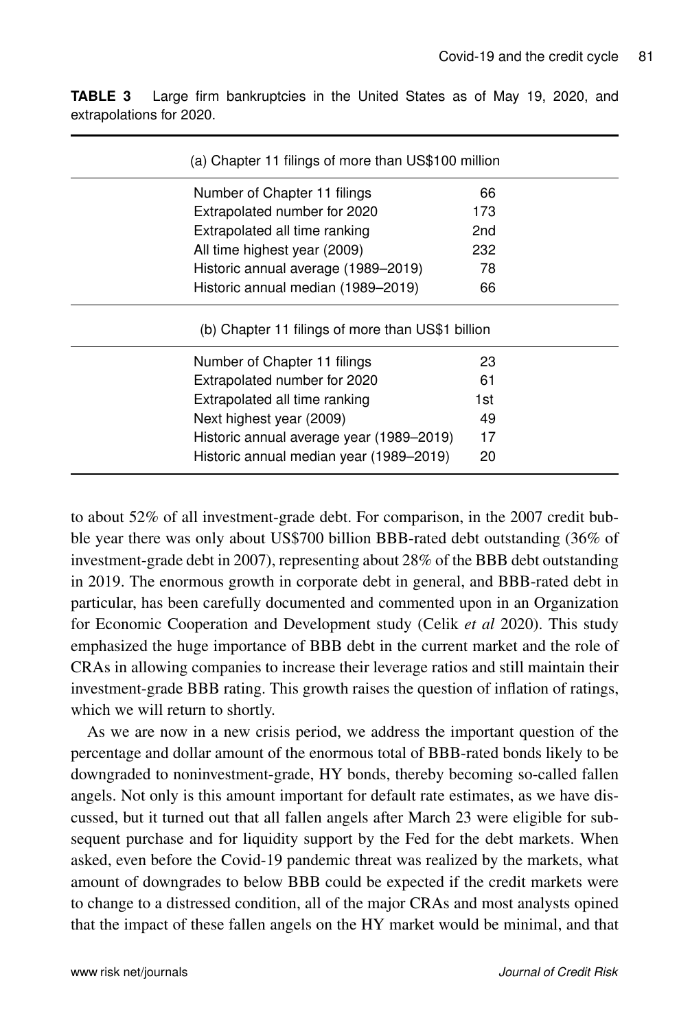**TABLE 3** Large firm bankruptcies in the United States as of May 19, 2020, and extrapolations for 2020.

| (a) Chapter 11 filings of more than US$100 million | |
|---|---|
| Number of Chapter 11 filings | 66 |
| Extrapolated number for 2020 | 173 |
| Extrapolated all time ranking | 2nd |
| All time highest year (2009) | 232 |
| Historic annual average (1989–2019) | 78 |
| Historic annual median (1989–2019) | 66 |
| **(b) Chapter 11 filings of more than US$1 billion** | |
| Number of Chapter 11 filings | 23 |
| Extrapolated number for 2020 | 61 |
| Extrapolated all time ranking | 1st |
| Next highest year (2009) | 49 |
| Historic annual average year (1989–2019) | 17 |
| Historic annual median year (1989–2019) | 20 |

to about 52% of all investment-grade debt. For comparison, in the 2007 credit bubble year there was only about US$700 billion BBB-rated debt outstanding (36% of investment-grade debt in 2007), representing about 28% of the BBB debt outstanding in 2019. The enormous growth in corporate debt in general, and BBB-rated debt in particular, has been carefully documented and commented upon in an Organization for Economic Cooperation and Development study (Celik *et al* 2020). This study emphasized the huge importance of BBB debt in the current market and the role of CRAs in allowing companies to increase their leverage ratios and still maintain their investment-grade BBB rating. This growth raises the question of inflation of ratings, which we will return to shortly.

As we are now in a new crisis period, we address the important question of the percentage and dollar amount of the enormous total of BBB-rated bonds likely to be downgraded to noninvestment-grade, HY bonds, thereby becoming so-called fallen angels. Not only is this amount important for default rate estimates, as we have discussed, but it turned out that all fallen angels after March 23 were eligible for subsequent purchase and for liquidity support by the Fed for the debt markets. When asked, even before the Covid-19 pandemic threat was realized by the markets, what amount of downgrades to below BBB could be expected if the credit markets were to change to a distressed condition, all of the major CRAs and most analysts opined that the impact of these fallen angels on the HY market would be minimal, and that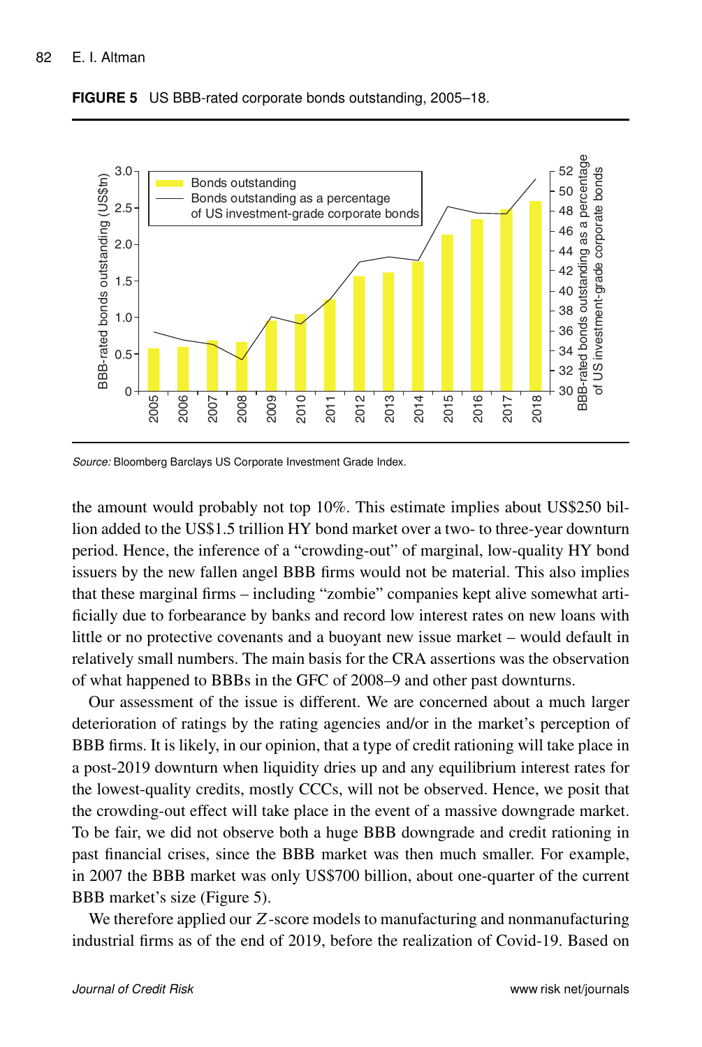**FIGURE 5** US BBB-rated corporate bonds outstanding, 2005–18.

*Source:* Bloomberg Barclays US Corporate Investment Grade Index.

the amount would probably not top 10%. This estimate implies about US$250 billion added to the US$1.5 trillion HY bond market over a two- to three-year downturn period. Hence, the inference of a "crowding-out" of marginal, low-quality HY bond issuers by the new fallen angel BBB firms would not be material. This also implies that these marginal firms – including "zombie" companies kept alive somewhat artificially due to forbearance by banks and record low interest rates on new loans with little or no protective covenants and a buoyant new issue market – would default in relatively small numbers. The main basis for the CRA assertions was the observation of what happened to BBBs in the GFC of 2008–9 and other past downturns.

Our assessment of the issue is different. We are concerned about a much larger deterioration of ratings by the rating agencies and/or in the market's perception of BBB firms. It is likely, in our opinion, that a type of credit rationing will take place in a post-2019 downturn when liquidity dries up and any equilibrium interest rates for the lowest-quality credits, mostly CCCs, will not be observed. Hence, we posit that the crowding-out effect will take place in the event of a massive downgrade market. To be fair, we did not observe both a huge BBB downgrade and credit rationing in past financial crises, since the BBB market was then much smaller. For example, in 2007 the BBB market was only US$700 billion, about one-quarter of the current BBB market's size (Figure 5).

We therefore applied our $Z$-score models to manufacturing and nonmanufacturing industrial firms as of the end of 2019, before the realization of Covid-19. Based on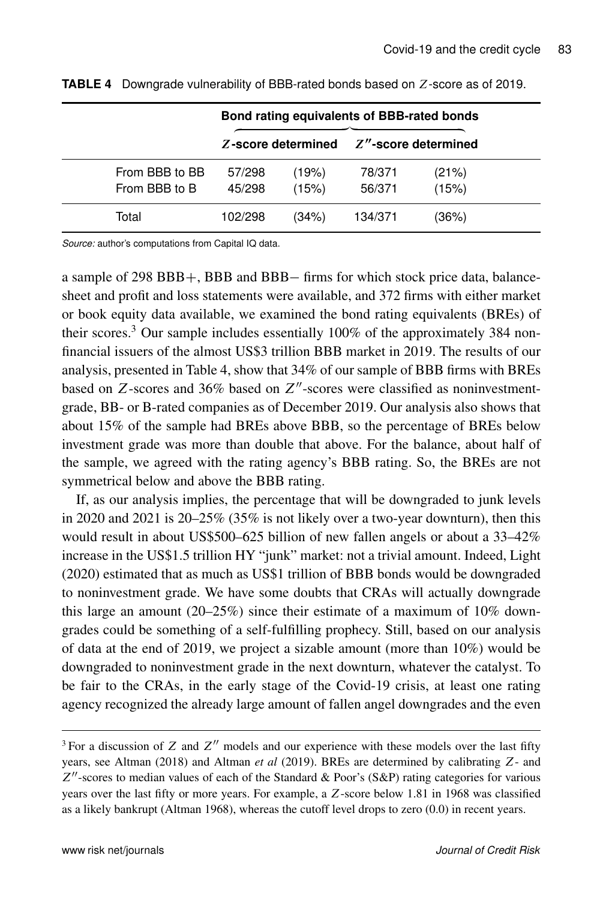**TABLE 4** Downgrade vulnerability of BBB-rated bonds based on $Z$-score as of 2019.

| | **Bond rating equivalents of BBB-rated bonds** | | | |
|---|---|---|---|---|
| | **$Z$-score determined** | | **$Z''$-score determined** | |
| From BBB to BB | 57/298 | (19%) | 78/371 | (21%) |
| From BBB to B | 45/298 | (15%) | 56/371 | (15%) |
| Total | 102/298 | (34%) | 134/371 | (36%) |

*Source:* author's computations from Capital IQ data.

a sample of 298 BBB+, BBB and BBB− firms for which stock price data, balance-sheet and profit and loss statements were available, and 372 firms with either market or book equity data available, we examined the bond rating equivalents (BREs) of their scores.[3] Our sample includes essentially 100% of the approximately 384 nonfinancial issuers of the almost US$3 trillion BBB market in 2019. The results of our analysis, presented in Table 4, show that 34% of our sample of BBB firms with BREs based on $Z$-scores and 36% based on $Z''$-scores were classified as noninvestment-grade, BB- or B-rated companies as of December 2019. Our analysis also shows that about 15% of the sample had BREs above BBB, so the percentage of BREs below investment grade was more than double that above. For the balance, about half of the sample, we agreed with the rating agency's BBB rating. So, the BREs are not symmetrical below and above the BBB rating.

If, as our analysis implies, the percentage that will be downgraded to junk levels in 2020 and 2021 is 20–25% (35% is not likely over a two-year downturn), then this would result in about US$500–625 billion of new fallen angels or about a 33–42% increase in the US$1.5 trillion HY "junk" market: not a trivial amount. Indeed, Light (2020) estimated that as much as US$1 trillion of BBB bonds would be downgraded to noninvestment grade. We have some doubts that CRAs will actually downgrade this large an amount (20–25%) since their estimate of a maximum of 10% downgrades could be something of a self-fulfilling prophecy. Still, based on our analysis of data at the end of 2019, we project a sizable amount (more than 10%) would be downgraded to noninvestment grade in the next downturn, whatever the catalyst. To be fair to the CRAs, in the early stage of the Covid-19 crisis, at least one rating agency recognized the already large amount of fallen angel downgrades and the even

[3] For a discussion of $Z$ and $Z''$ models and our experience with these models over the last fifty years, see Altman (2018) and Altman *et al* (2019). BREs are determined by calibrating $Z$- and $Z''$-scores to median values of each of the Standard & Poor's (S&P) rating categories for various years over the last fifty or more years. For example, a $Z$-score below 1.81 in 1968 was classified as a likely bankrupt (Altman 1968), whereas the cutoff level drops to zero (0.0) in recent years.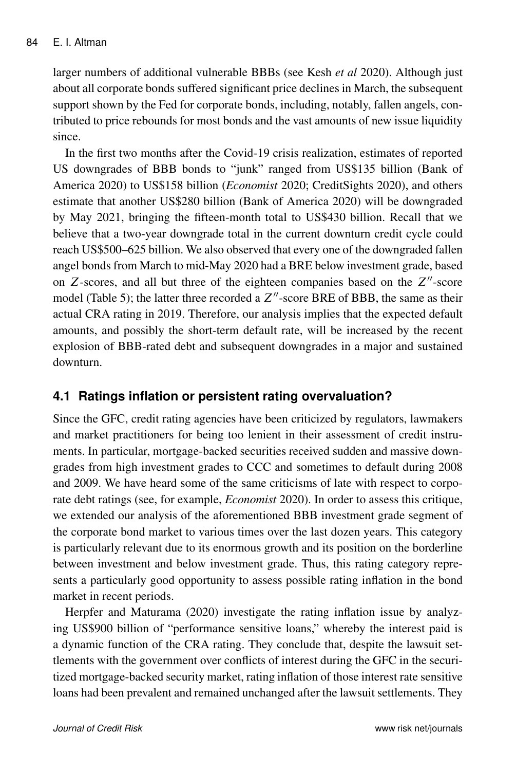larger numbers of additional vulnerable BBBs (see Kesh *et al* 2020). Although just about all corporate bonds suffered significant price declines in March, the subsequent support shown by the Fed for corporate bonds, including, notably, fallen angels, contributed to price rebounds for most bonds and the vast amounts of new issue liquidity since.

In the first two months after the Covid-19 crisis realization, estimates of reported US downgrades of BBB bonds to "junk" ranged from US$135 billion (Bank of America 2020) to US$158 billion (*Economist* 2020; CreditSights 2020), and others estimate that another US$280 billion (Bank of America 2020) will be downgraded by May 2021, bringing the fifteen-month total to US$430 billion. Recall that we believe that a two-year downgrade total in the current downturn credit cycle could reach US$500–625 billion. We also observed that every one of the downgraded fallen angel bonds from March to mid-May 2020 had a BRE below investment grade, based on $Z$-scores, and all but three of the eighteen companies based on the $Z''$-score model (Table 5); the latter three recorded a $Z''$-score BRE of BBB, the same as their actual CRA rating in 2019. Therefore, our analysis implies that the expected default amounts, and possibly the short-term default rate, will be increased by the recent explosion of BBB-rated debt and subsequent downgrades in a major and sustained downturn.

## 4.1 Ratings inflation or persistent rating overvaluation?

Since the GFC, credit rating agencies have been criticized by regulators, lawmakers and market practitioners for being too lenient in their assessment of credit instruments. In particular, mortgage-backed securities received sudden and massive downgrades from high investment grades to CCC and sometimes to default during 2008 and 2009. We have heard some of the same criticisms of late with respect to corporate debt ratings (see, for example, *Economist* 2020). In order to assess this critique, we extended our analysis of the aforementioned BBB investment grade segment of the corporate bond market to various times over the last dozen years. This category is particularly relevant due to its enormous growth and its position on the borderline between investment and below investment grade. Thus, this rating category represents a particularly good opportunity to assess possible rating inflation in the bond market in recent periods.

Herpfer and Maturama (2020) investigate the rating inflation issue by analyzing US$900 billion of "performance sensitive loans," whereby the interest paid is a dynamic function of the CRA rating. They conclude that, despite the lawsuit settlements with the government over conflicts of interest during the GFC in the securitized mortgage-backed security market, rating inflation of those interest rate sensitive loans had been prevalent and remained unchanged after the lawsuit settlements. They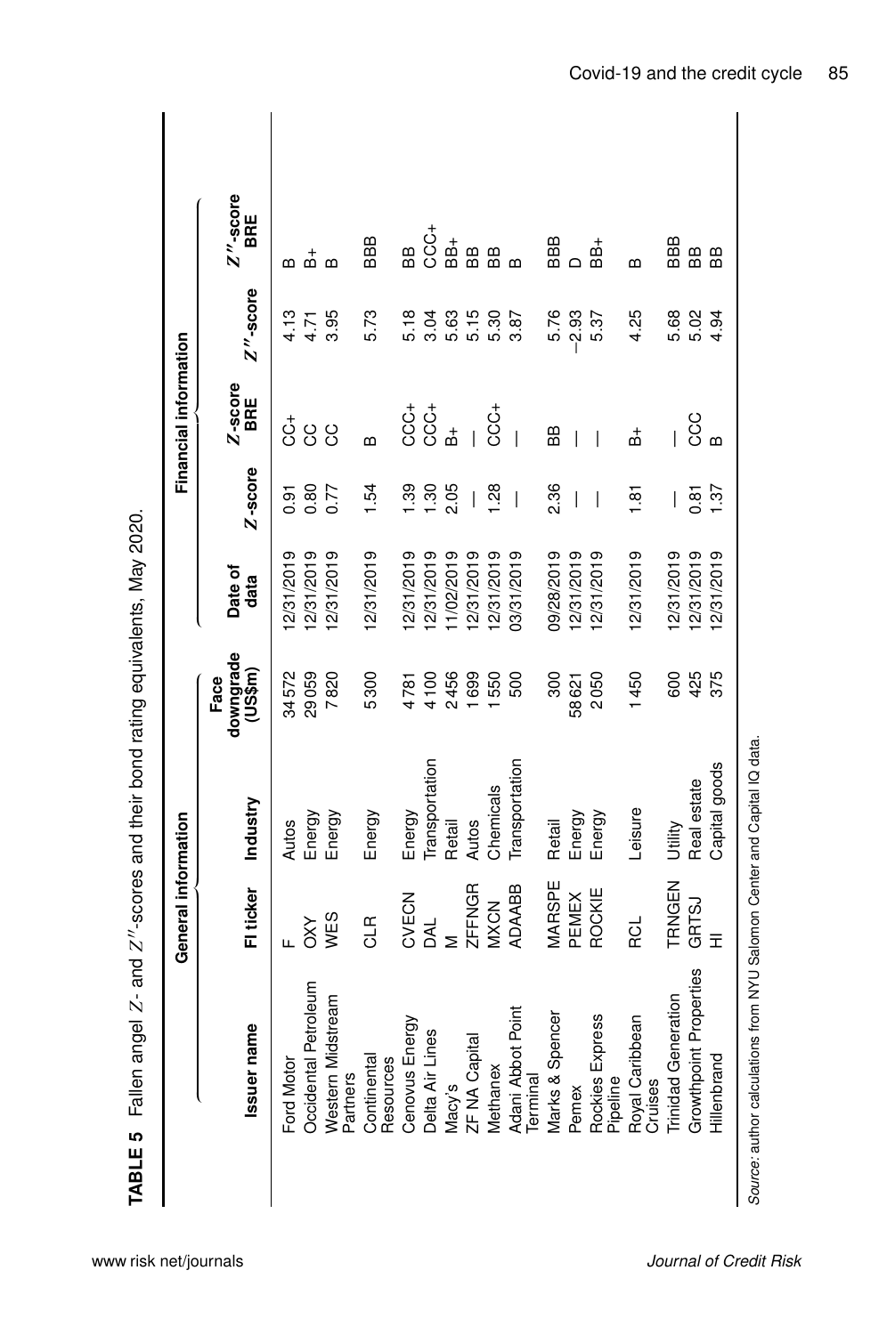**TABLE 5** Fallen angel $Z$- and $Z''$-scores and their bond rating equivalents, May 2020.

| General information | | | | Financial information | | | | | |
|---|---|---|---|---|---|---|---|---|---|
| Issuer name | FI ticker | Industry | Face downgrade (US\$m) | Date of data | $Z$-score | $Z$-score BRE | $Z''$-score | $Z''$-score BRE |
| Ford Motor | F | Autos | 34 572 | 12/31/2019 | 0.91 | CC+ | 4.13 | B |
| Occidental Petroleum | OXY | Energy | 29 059 | 12/31/2019 | 0.80 | CC | 4.71 | B+ |
| Western Midstream Partners | WES | Energy | 7820 | 12/31/2019 | 0.77 | CC | 3.95 | B |
| Continental Resources | CLR | Energy | 5300 | 12/31/2019 | 1.54 | B | 5.73 | BBB |
| Cenovus Energy | CVECN | Energy | 4781 | 12/31/2019 | 1.39 | CCC+ | 5.18 | BB |
| Delta Air Lines | DAL | Transportation | 4100 | 12/31/2019 | 1.30 | CCC+ | 3.04 | CCC+ |
| Macy's | M | Retail | 2456 | 11/02/2019 | 2.05 | B+ | 5.63 | BB+ |
| ZF NA Capital | ZFFNGR | Autos | 1699 | 12/31/2019 | — | — | 5.15 | BB |
| Methanex | MXCN | Chemicals | 1550 | 12/31/2019 | 1.28 | CCC+ | 5.30 | BB |
| Adani Abbot Point Terminal | ADAABB | Transportation | 500 | 03/31/2019 | — | — | 3.87 | B |
| Marks & Spencer | MARSPE | Retail | 300 | 09/28/2019 | 2.36 | BB | 5.76 | BBB |
| Pemex | PEMEX | Energy | 58 621 | 12/31/2019 | — | — | −2.93 | D |
| Rockies Express Pipeline | ROCKIE | Energy | 2050 | 12/31/2019 | — | — | 5.37 | BB+ |
| Royal Caribbean Cruises | RCL | Leisure | 1450 | 12/31/2019 | 1.81 | B+ | 4.25 | B |
| Trinidad Generation | TRNGEN | Utility | 600 | 12/31/2019 | — | — | 5.68 | BBB |
| Growthpoint Properties | GRTSJ | Real estate | 425 | 12/31/2019 | 0.81 | CCC | 5.02 | BB |
| Hillenbrand | HI | Capital goods | 375 | 12/31/2019 | 1.37 | B | 4.94 | BB |

*Source*: author calculations from NYU Salomon Center and Capital IQ data.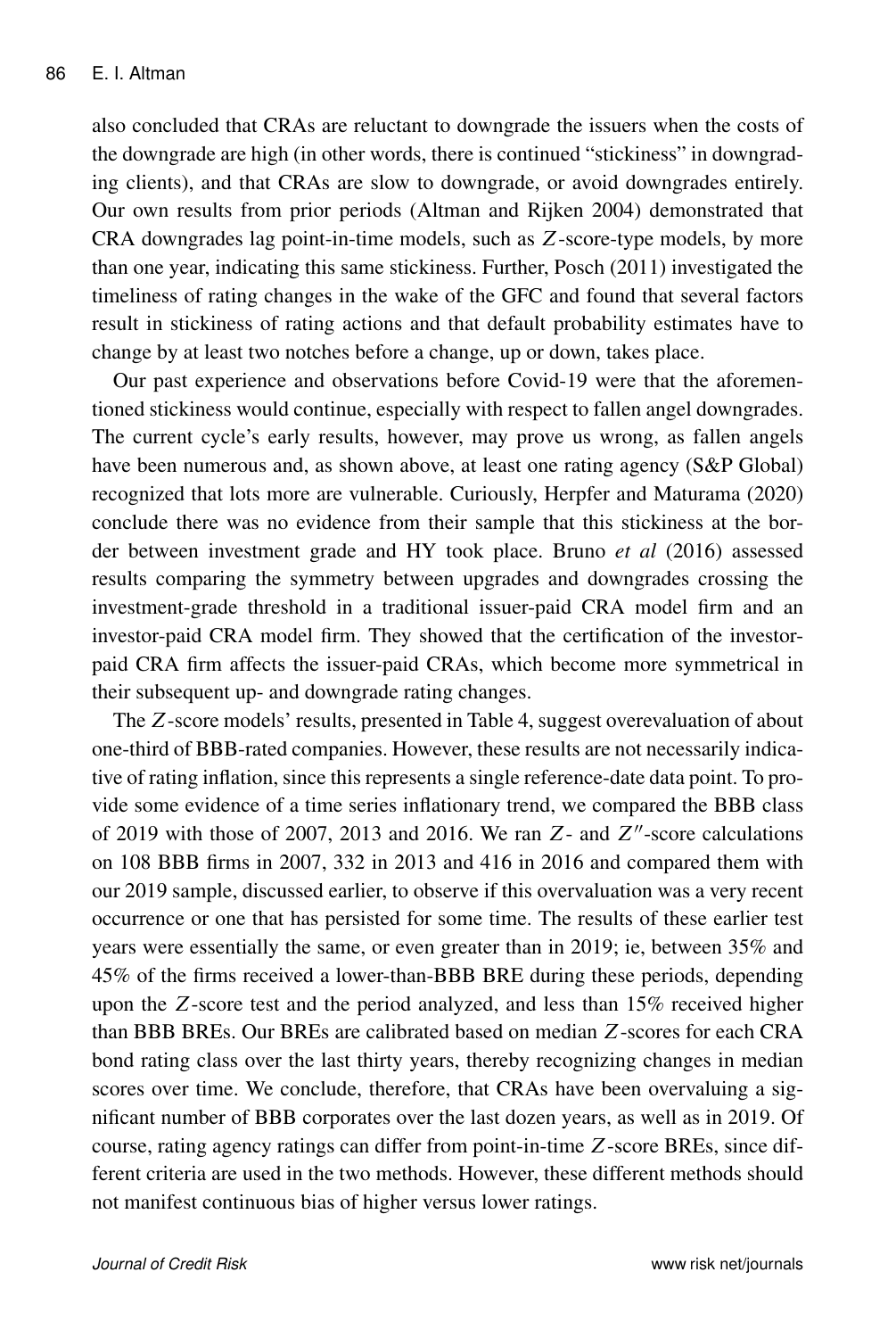also concluded that CRAs are reluctant to downgrade the issuers when the costs of the downgrade are high (in other words, there is continued "stickiness" in downgrading clients), and that CRAs are slow to downgrade, or avoid downgrades entirely. Our own results from prior periods (Altman and Rijken 2004) demonstrated that CRA downgrades lag point-in-time models, such as $Z$-score-type models, by more than one year, indicating this same stickiness. Further, Posch (2011) investigated the timeliness of rating changes in the wake of the GFC and found that several factors result in stickiness of rating actions and that default probability estimates have to change by at least two notches before a change, up or down, takes place.

Our past experience and observations before Covid-19 were that the aforementioned stickiness would continue, especially with respect to fallen angel downgrades. The current cycle's early results, however, may prove us wrong, as fallen angels have been numerous and, as shown above, at least one rating agency (S&P Global) recognized that lots more are vulnerable. Curiously, Herpfer and Maturama (2020) conclude there was no evidence from their sample that this stickiness at the border between investment grade and HY took place. Bruno *et al* (2016) assessed results comparing the symmetry between upgrades and downgrades crossing the investment-grade threshold in a traditional issuer-paid CRA model firm and an investor-paid CRA model firm. They showed that the certification of the investor-paid CRA firm affects the issuer-paid CRAs, which become more symmetrical in their subsequent up- and downgrade rating changes.

The $Z$-score models' results, presented in Table 4, suggest overevaluation of about one-third of BBB-rated companies. However, these results are not necessarily indicative of rating inflation, since this represents a single reference-date data point. To provide some evidence of a time series inflationary trend, we compared the BBB class of 2019 with those of 2007, 2013 and 2016. We ran $Z$- and $Z''$-score calculations on 108 BBB firms in 2007, 332 in 2013 and 416 in 2016 and compared them with our 2019 sample, discussed earlier, to observe if this overvaluation was a very recent occurrence or one that has persisted for some time. The results of these earlier test years were essentially the same, or even greater than in 2019; ie, between 35% and 45% of the firms received a lower-than-BBB BRE during these periods, depending upon the $Z$-score test and the period analyzed, and less than 15% received higher than BBB BREs. Our BREs are calibrated based on median $Z$-scores for each CRA bond rating class over the last thirty years, thereby recognizing changes in median scores over time. We conclude, therefore, that CRAs have been overvaluing a significant number of BBB corporates over the last dozen years, as well as in 2019. Of course, rating agency ratings can differ from point-in-time $Z$-score BREs, since different criteria are used in the two methods. However, these different methods should not manifest continuous bias of higher versus lower ratings.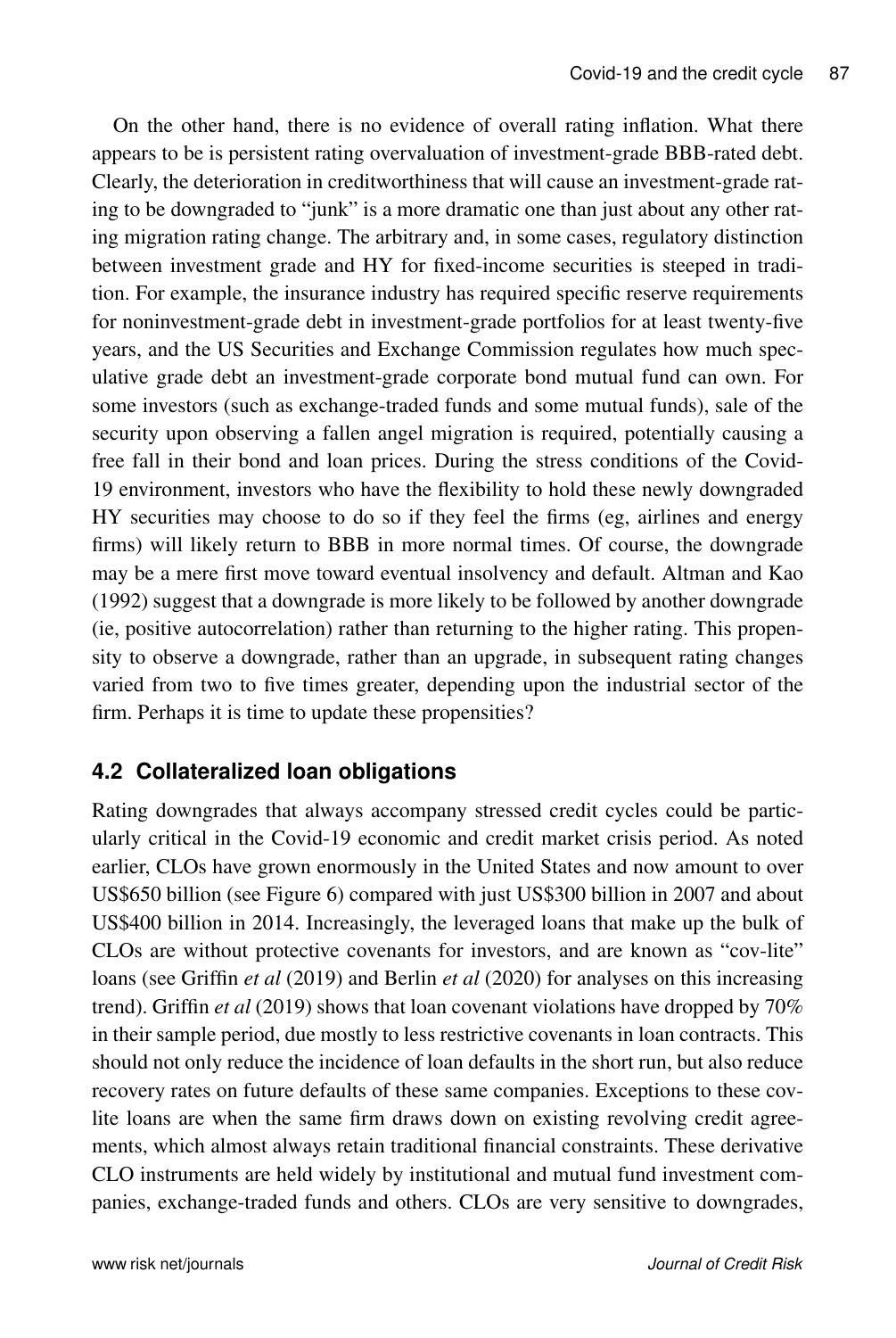On the other hand, there is no evidence of overall rating inflation. What there appears to be is persistent rating overvaluation of investment-grade BBB-rated debt. Clearly, the deterioration in creditworthiness that will cause an investment-grade rating to be downgraded to "junk" is a more dramatic one than just about any other rating migration rating change. The arbitrary and, in some cases, regulatory distinction between investment grade and HY for fixed-income securities is steeped in tradition. For example, the insurance industry has required specific reserve requirements for noninvestment-grade debt in investment-grade portfolios for at least twenty-five years, and the US Securities and Exchange Commission regulates how much speculative grade debt an investment-grade corporate bond mutual fund can own. For some investors (such as exchange-traded funds and some mutual funds), sale of the security upon observing a fallen angel migration is required, potentially causing a free fall in their bond and loan prices. During the stress conditions of the Covid-19 environment, investors who have the flexibility to hold these newly downgraded HY securities may choose to do so if they feel the firms (eg, airlines and energy firms) will likely return to BBB in more normal times. Of course, the downgrade may be a mere first move toward eventual insolvency and default. Altman and Kao (1992) suggest that a downgrade is more likely to be followed by another downgrade (ie, positive autocorrelation) rather than returning to the higher rating. This propensity to observe a downgrade, rather than an upgrade, in subsequent rating changes varied from two to five times greater, depending upon the industrial sector of the firm. Perhaps it is time to update these propensities?

## 4.2 Collateralized loan obligations

Rating downgrades that always accompany stressed credit cycles could be particularly critical in the Covid-19 economic and credit market crisis period. As noted earlier, CLOs have grown enormously in the United States and now amount to over US$650 billion (see Figure 6) compared with just US$300 billion in 2007 and about US$400 billion in 2014. Increasingly, the leveraged loans that make up the bulk of CLOs are without protective covenants for investors, and are known as "cov-lite" loans (see Griffin *et al* (2019) and Berlin *et al* (2020) for analyses on this increasing trend). Griffin *et al* (2019) shows that loan covenant violations have dropped by 70% in their sample period, due mostly to less restrictive covenants in loan contracts. This should not only reduce the incidence of loan defaults in the short run, but also reduce recovery rates on future defaults of these same companies. Exceptions to these cov-lite loans are when the same firm draws down on existing revolving credit agreements, which almost always retain traditional financial constraints. These derivative CLO instruments are held widely by institutional and mutual fund investment companies, exchange-traded funds and others. CLOs are very sensitive to downgrades,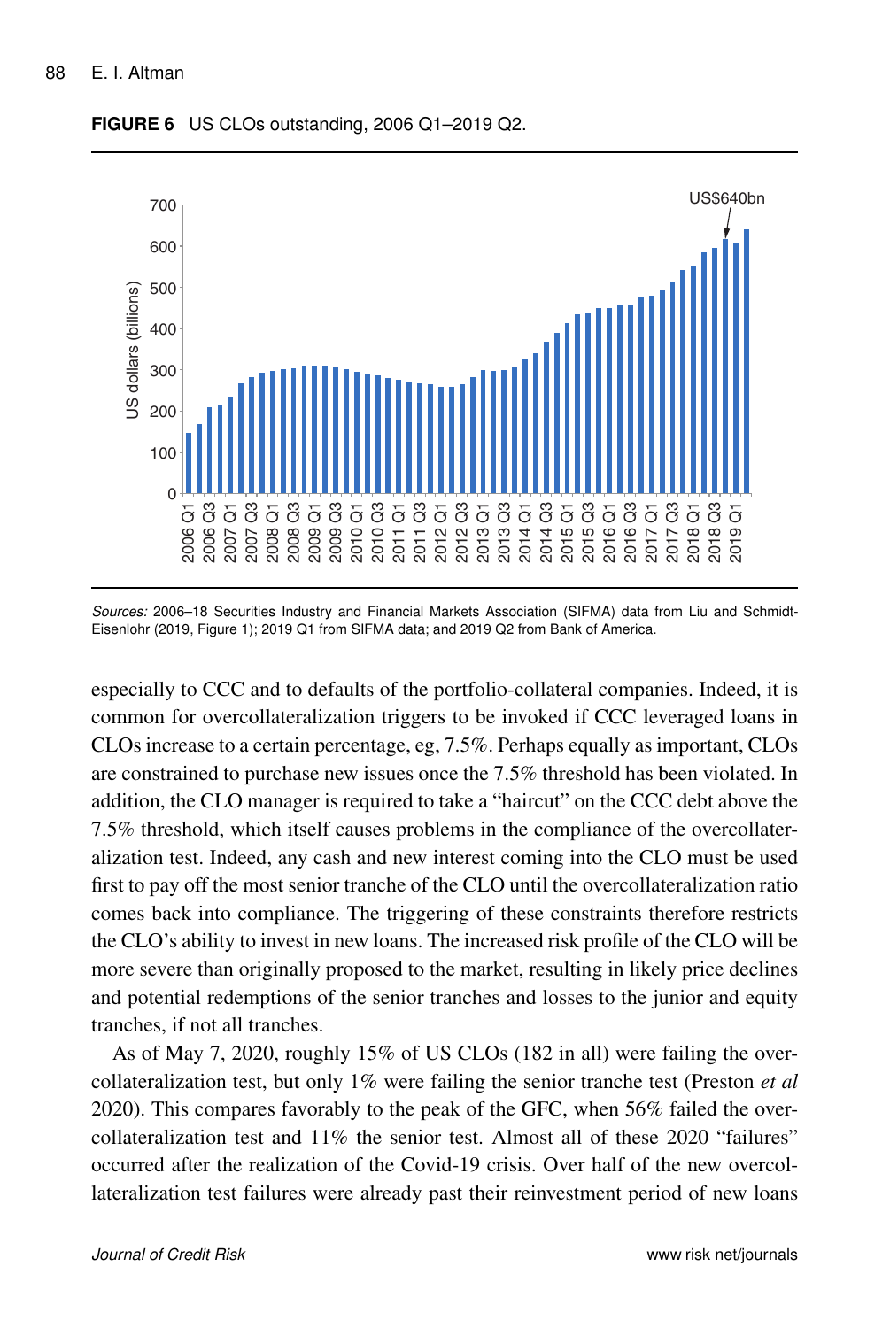**FIGURE 6** US CLOs outstanding, 2006 Q1–2019 Q2.

*Sources:* 2006–18 Securities Industry and Financial Markets Association (SIFMA) data from Liu and Schmidt-Eisenlohr (2019, Figure 1); 2019 Q1 from SIFMA data; and 2019 Q2 from Bank of America.

especially to CCC and to defaults of the portfolio-collateral companies. Indeed, it is common for overcollateralization triggers to be invoked if CCC leveraged loans in CLOs increase to a certain percentage, eg, 7.5%. Perhaps equally as important, CLOs are constrained to purchase new issues once the 7.5% threshold has been violated. In addition, the CLO manager is required to take a "haircut" on the CCC debt above the 7.5% threshold, which itself causes problems in the compliance of the overcollateralization test. Indeed, any cash and new interest coming into the CLO must be used first to pay off the most senior tranche of the CLO until the overcollateralization ratio comes back into compliance. The triggering of these constraints therefore restricts the CLO's ability to invest in new loans. The increased risk profile of the CLO will be more severe than originally proposed to the market, resulting in likely price declines and potential redemptions of the senior tranches and losses to the junior and equity tranches, if not all tranches.

As of May 7, 2020, roughly 15% of US CLOs (182 in all) were failing the overcollateralization test, but only 1% were failing the senior tranche test (Preston *et al* 2020). This compares favorably to the peak of the GFC, when 56% failed the overcollateralization test and 11% the senior test. Almost all of these 2020 "failures" occurred after the realization of the Covid-19 crisis. Over half of the new overcollateralization test failures were already past their reinvestment period of new loans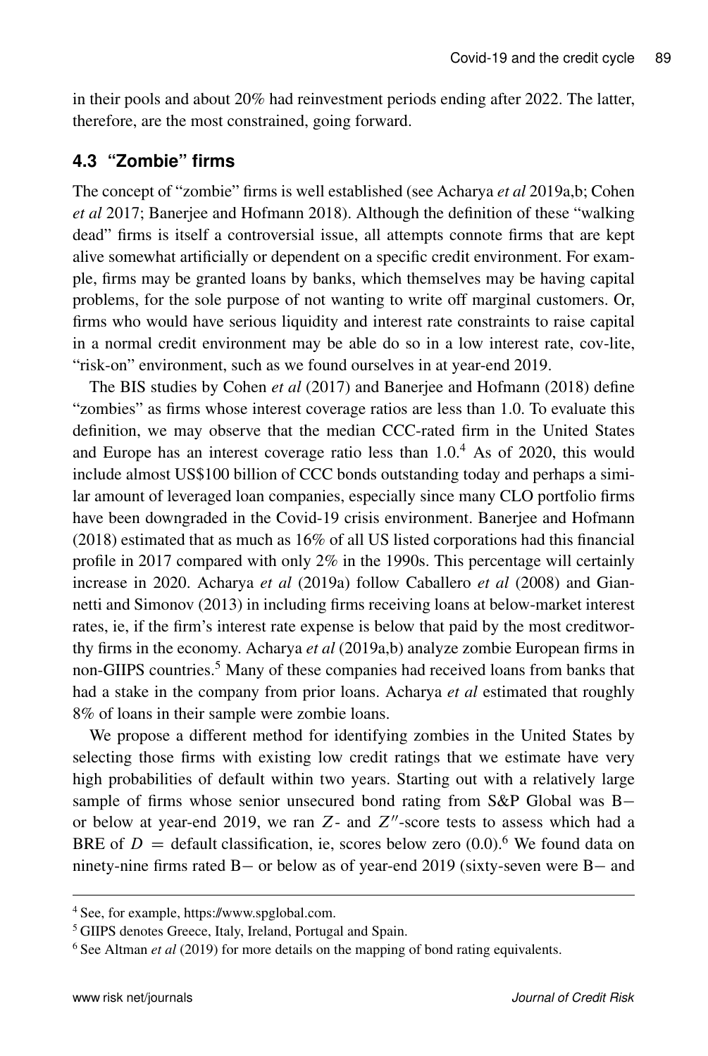in their pools and about 20% had reinvestment periods ending after 2022. The latter, therefore, are the most constrained, going forward.

### 4.3 "Zombie" firms

The concept of "zombie" firms is well established (see Acharya *et al* 2019a,b; Cohen *et al* 2017; Banerjee and Hofmann 2018). Although the definition of these "walking dead" firms is itself a controversial issue, all attempts connote firms that are kept alive somewhat artificially or dependent on a specific credit environment. For example, firms may be granted loans by banks, which themselves may be having capital problems, for the sole purpose of not wanting to write off marginal customers. Or, firms who would have serious liquidity and interest rate constraints to raise capital in a normal credit environment may be able do so in a low interest rate, cov-lite, "risk-on" environment, such as we found ourselves in at year-end 2019.

The BIS studies by Cohen *et al* (2017) and Banerjee and Hofmann (2018) define "zombies" as firms whose interest coverage ratios are less than 1.0. To evaluate this definition, we may observe that the median CCC-rated firm in the United States and Europe has an interest coverage ratio less than 1.0.[4] As of 2020, this would include almost US$100 billion of CCC bonds outstanding today and perhaps a similar amount of leveraged loan companies, especially since many CLO portfolio firms have been downgraded in the Covid-19 crisis environment. Banerjee and Hofmann (2018) estimated that as much as 16% of all US listed corporations had this financial profile in 2017 compared with only 2% in the 1990s. This percentage will certainly increase in 2020. Acharya *et al* (2019a) follow Caballero *et al* (2008) and Giannetti and Simonov (2013) in including firms receiving loans at below-market interest rates, ie, if the firm's interest rate expense is below that paid by the most creditworthy firms in the economy. Acharya *et al* (2019a,b) analyze zombie European firms in non-GIIPS countries.[5] Many of these companies had received loans from banks that had a stake in the company from prior loans. Acharya *et al* estimated that roughly 8% of loans in their sample were zombie loans.

We propose a different method for identifying zombies in the United States by selecting those firms with existing low credit ratings that we estimate have very high probabilities of default within two years. Starting out with a relatively large sample of firms whose senior unsecured bond rating from S&P Global was B− or below at year-end 2019, we ran $Z$- and $Z''$-score tests to assess which had a BRE of $D$ = default classification, ie, scores below zero (0.0).[6] We found data on ninety-nine firms rated B− or below as of year-end 2019 (sixty-seven were B− and

[4] See, for example, https://www.spglobal.com.

[5] GIIPS denotes Greece, Italy, Ireland, Portugal and Spain.

[6] See Altman *et al* (2019) for more details on the mapping of bond rating equivalents.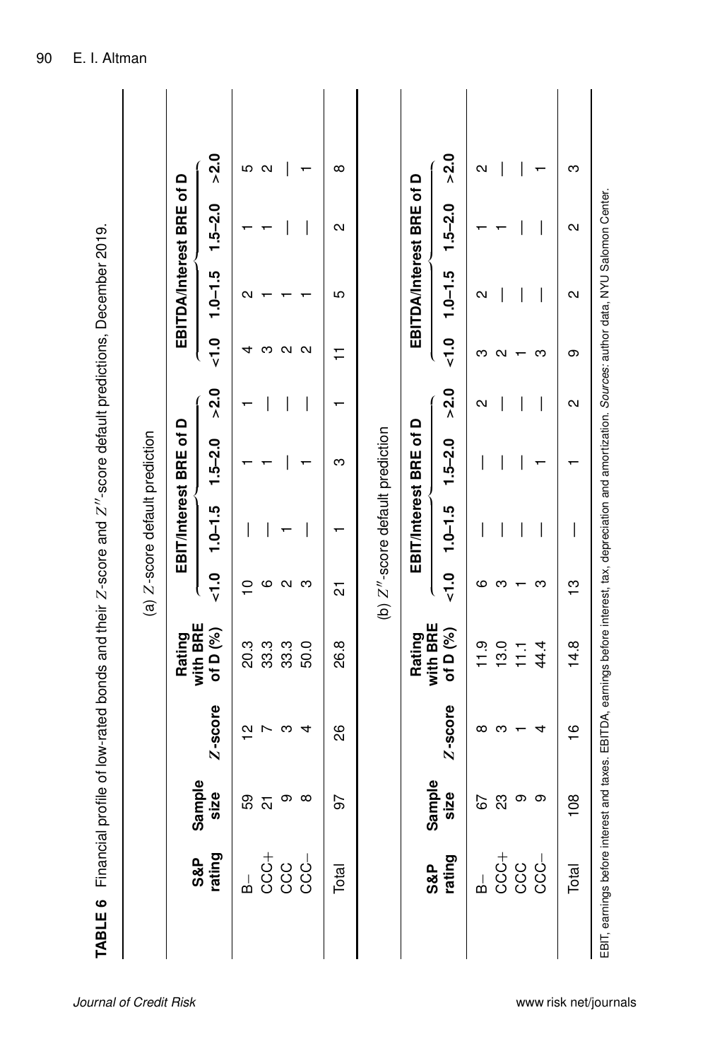**TABLE 6** Financial profile of low-rated bonds and their $Z$-score and $Z''$-score default predictions, December 2019.

(a) $Z$-score default prediction

| S&P rating | Sample size | $Z$-score | Rating with BRE of D (%) | EBIT/Interest BRE of D | | | | EBITDA/Interest BRE of D | | | |
|---|---|---|---|---|---|---|---|---|---|---|---|
| | | | | <1.0 | 1.0–1.5 | 1.5–2.0 | >2.0 | <1.0 | 1.0–1.5 | 1.5–2.0 | >2.0 |
| B– | 59 | 12 | 20.3 | 10 | — | 1 | 1 | 4 | 2 | 1 | 5 |
| CCC+ | 21 | 7 | 33.3 | 6 | — | 1 | — | 3 | 1 | 1 | 2 |
| CCC | 9 | 3 | 33.3 | 2 | 1 | — | — | 2 | 1 | — | — |
| CCC– | 8 | 4 | 50.0 | 3 | — | 1 | — | 2 | 1 | — | 1 |
| Total | 97 | 26 | 26.8 | 21 | 1 | 3 | 1 | 11 | 5 | 2 | 8 |

(b) $Z''$-score default prediction

| S&P rating | Sample size | $Z$-score | Rating with BRE of D (%) | EBIT/Interest BRE of D | | | | EBITDA/Interest BRE of D | | | |
|---|---|---|---|---|---|---|---|---|---|---|---|
| | | | | <1.0 | 1.0–1.5 | 1.5–2.0 | >2.0 | <1.0 | 1.0–1.5 | 1.5–2.0 | >2.0 |
| B– | 67 | 8 | 11.9 | 6 | — | — | 2 | 3 | 2 | 1 | 2 |
| CCC+ | 23 | 3 | 13.0 | 3 | — | — | — | 2 | — | 1 | — |
| CCC | 9 | 1 | 11.1 | 1 | — | — | — | 1 | — | — | — |
| CCC– | 9 | 4 | 44.4 | 3 | — | 1 | — | 3 | — | — | 1 |
| Total | 108 | 16 | 14.8 | 13 | — | 1 | 2 | 9 | 2 | 2 | 3 |

EBIT, earnings before interest and taxes. EBITDA, earnings before interest, tax, depreciation and amortization. *Sources*: author data, NYU Salomon Center.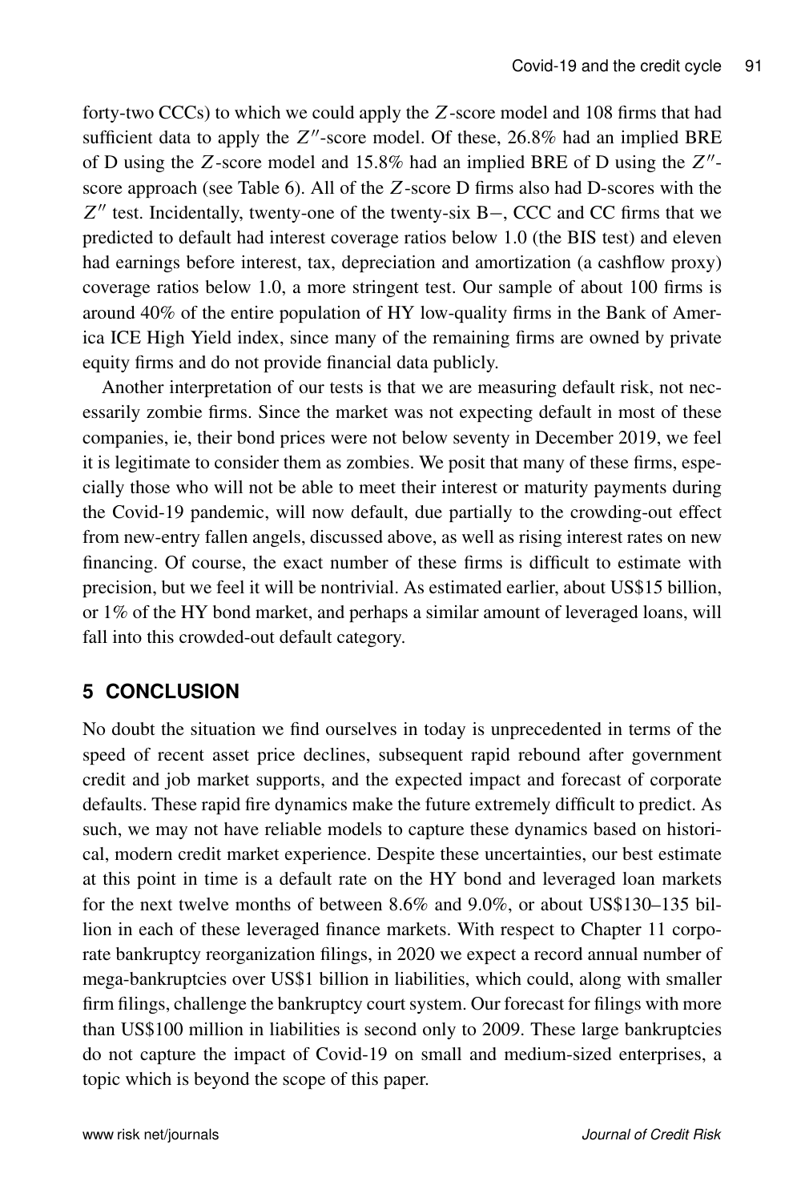forty-two CCCs) to which we could apply the $Z$-score model and 108 firms that had sufficient data to apply the $Z''$-score model. Of these, 26.8% had an implied BRE of D using the $Z$-score model and 15.8% had an implied BRE of D using the $Z''$-score approach (see Table 6). All of the $Z$-score D firms also had D-scores with the $Z''$ test. Incidentally, twenty-one of the twenty-six B−, CCC and CC firms that we predicted to default had interest coverage ratios below 1.0 (the BIS test) and eleven had earnings before interest, tax, depreciation and amortization (a cashflow proxy) coverage ratios below 1.0, a more stringent test. Our sample of about 100 firms is around 40% of the entire population of HY low-quality firms in the Bank of America ICE High Yield index, since many of the remaining firms are owned by private equity firms and do not provide financial data publicly.

Another interpretation of our tests is that we are measuring default risk, not necessarily zombie firms. Since the market was not expecting default in most of these companies, ie, their bond prices were not below seventy in December 2019, we feel it is legitimate to consider them as zombies. We posit that many of these firms, especially those who will not be able to meet their interest or maturity payments during the Covid-19 pandemic, will now default, due partially to the crowding-out effect from new-entry fallen angels, discussed above, as well as rising interest rates on new financing. Of course, the exact number of these firms is difficult to estimate with precision, but we feel it will be nontrivial. As estimated earlier, about US$15 billion, or 1% of the HY bond market, and perhaps a similar amount of leveraged loans, will fall into this crowded-out default category.

## 5 CONCLUSION

No doubt the situation we find ourselves in today is unprecedented in terms of the speed of recent asset price declines, subsequent rapid rebound after government credit and job market supports, and the expected impact and forecast of corporate defaults. These rapid fire dynamics make the future extremely difficult to predict. As such, we may not have reliable models to capture these dynamics based on historical, modern credit market experience. Despite these uncertainties, our best estimate at this point in time is a default rate on the HY bond and leveraged loan markets for the next twelve months of between 8.6% and 9.0%, or about US$130–135 billion in each of these leveraged finance markets. With respect to Chapter 11 corporate bankruptcy reorganization filings, in 2020 we expect a record annual number of mega-bankruptcies over US$1 billion in liabilities, which could, along with smaller firm filings, challenge the bankruptcy court system. Our forecast for filings with more than US$100 million in liabilities is second only to 2009. These large bankruptcies do not capture the impact of Covid-19 on small and medium-sized enterprises, a topic which is beyond the scope of this paper.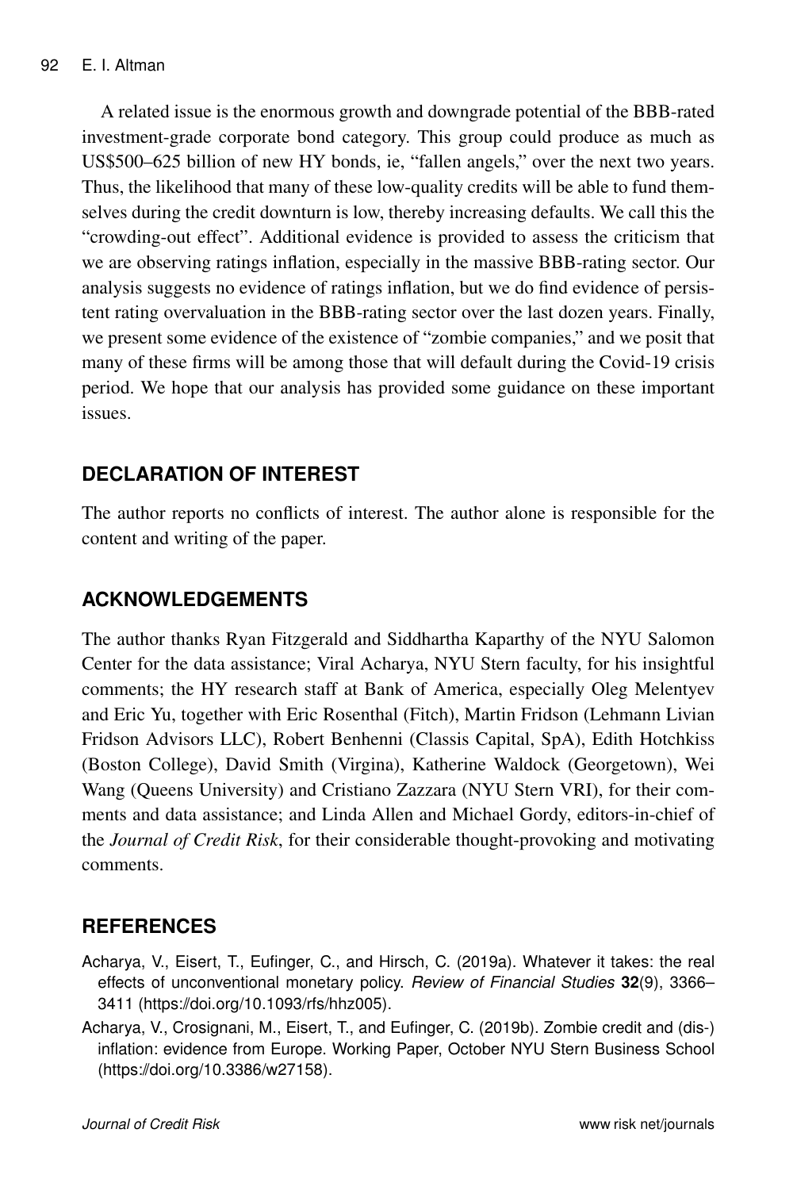A related issue is the enormous growth and downgrade potential of the BBB-rated investment-grade corporate bond category. This group could produce as much as US$500–625 billion of new HY bonds, ie, "fallen angels," over the next two years. Thus, the likelihood that many of these low-quality credits will be able to fund themselves during the credit downturn is low, thereby increasing defaults. We call this the "crowding-out effect". Additional evidence is provided to assess the criticism that we are observing ratings inflation, especially in the massive BBB-rating sector. Our analysis suggests no evidence of ratings inflation, but we do find evidence of persistent rating overvaluation in the BBB-rating sector over the last dozen years. Finally, we present some evidence of the existence of "zombie companies," and we posit that many of these firms will be among those that will default during the Covid-19 crisis period. We hope that our analysis has provided some guidance on these important issues.

## DECLARATION OF INTEREST

The author reports no conflicts of interest. The author alone is responsible for the content and writing of the paper.

## ACKNOWLEDGEMENTS

The author thanks Ryan Fitzgerald and Siddhartha Kaparthy of the NYU Salomon Center for the data assistance; Viral Acharya, NYU Stern faculty, for his insightful comments; the HY research staff at Bank of America, especially Oleg Melentyev and Eric Yu, together with Eric Rosenthal (Fitch), Martin Fridson (Lehmann Livian Fridson Advisors LLC), Robert Benhenni (Classis Capital, SpA), Edith Hotchkiss (Boston College), David Smith (Virgina), Katherine Waldock (Georgetown), Wei Wang (Queens University) and Cristiano Zazzara (NYU Stern VRI), for their comments and data assistance; and Linda Allen and Michael Gordy, editors-in-chief of the *Journal of Credit Risk*, for their considerable thought-provoking and motivating comments.

## REFERENCES

Acharya, V., Eisert, T., Eufinger, C., and Hirsch, C. (2019a). Whatever it takes: the real effects of unconventional monetary policy. *Review of Financial Studies* **32**(9), 3366–3411 (https://doi.org/10.1093/rfs/hhz005).

Acharya, V., Crosignani, M., Eisert, T., and Eufinger, C. (2019b). Zombie credit and (dis-) inflation: evidence from Europe. Working Paper, October NYU Stern Business School (https://doi.org/10.3386/w27158).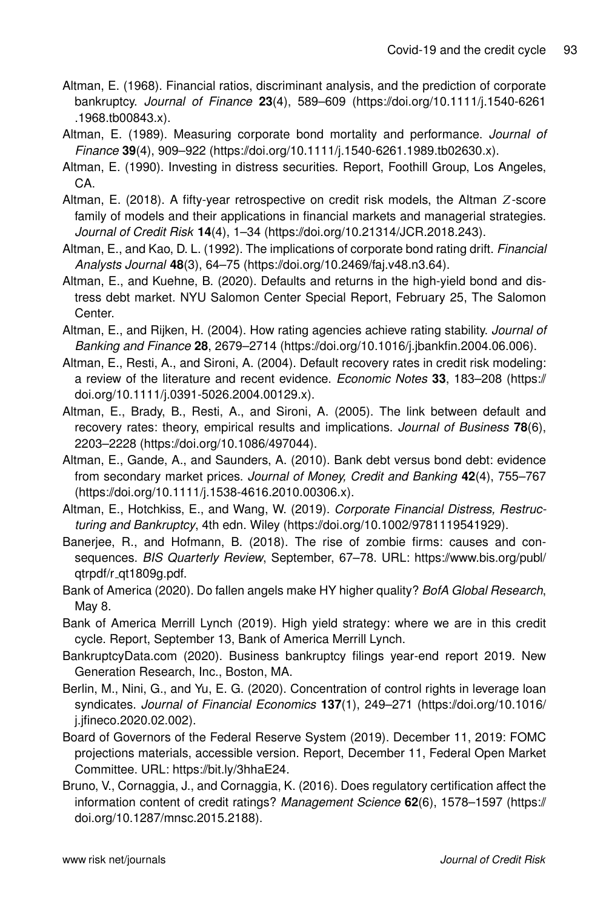Altman, E. (1968). Financial ratios, discriminant analysis, and the prediction of corporate bankruptcy. *Journal of Finance* **23**(4), 589–609 (https://doi.org/10.1111/j.1540-6261.1968.tb00843.x).

Altman, E. (1989). Measuring corporate bond mortality and performance. *Journal of Finance* **39**(4), 909–922 (https://doi.org/10.1111/j.1540-6261.1989.tb02630.x).

Altman, E. (1990). Investing in distress securities. Report, Foothill Group, Los Angeles, CA.

Altman, E. (2018). A fifty-year retrospective on credit risk models, the Altman $Z$-score family of models and their applications in financial markets and managerial strategies. *Journal of Credit Risk* **14**(4), 1–34 (https://doi.org/10.21314/JCR.2018.243).

Altman, E., and Kao, D. L. (1992). The implications of corporate bond rating drift. *Financial Analysts Journal* **48**(3), 64–75 (https://doi.org/10.2469/faj.v48.n3.64).

Altman, E., and Kuehne, B. (2020). Defaults and returns in the high-yield bond and distress debt market. NYU Salomon Center Special Report, February 25, The Salomon Center.

Altman, E., and Rijken, H. (2004). How rating agencies achieve rating stability. *Journal of Banking and Finance* **28**, 2679–2714 (https://doi.org/10.1016/j.jbankfin.2004.06.006).

Altman, E., Resti, A., and Sironi, A. (2004). Default recovery rates in credit risk modeling: a review of the literature and recent evidence. *Economic Notes* **33**, 183–208 (https://doi.org/10.1111/j.0391-5026.2004.00129.x).

Altman, E., Brady, B., Resti, A., and Sironi, A. (2005). The link between default and recovery rates: theory, empirical results and implications. *Journal of Business* **78**(6), 2203–2228 (https://doi.org/10.1086/497044).

Altman, E., Gande, A., and Saunders, A. (2010). Bank debt versus bond debt: evidence from secondary market prices. *Journal of Money, Credit and Banking* **42**(4), 755–767 (https://doi.org/10.1111/j.1538-4616.2010.00306.x).

Altman, E., Hotchkiss, E., and Wang, W. (2019). *Corporate Financial Distress, Restructuring and Bankruptcy*, 4th edn. Wiley (https://doi.org/10.1002/9781119541929).

Banerjee, R., and Hofmann, B. (2018). The rise of zombie firms: causes and consequences. *BIS Quarterly Review*, September, 67–78. URL: https://www.bis.org/publ/qtrpdf/r_qt1809g.pdf.

Bank of America (2020). Do fallen angels make HY higher quality? *BofA Global Research*, May 8.

Bank of America Merrill Lynch (2019). High yield strategy: where we are in this credit cycle. Report, September 13, Bank of America Merrill Lynch.

BankruptcyData.com (2020). Business bankruptcy filings year-end report 2019. New Generation Research, Inc., Boston, MA.

Berlin, M., Nini, G., and Yu, E. G. (2020). Concentration of control rights in leverage loan syndicates. *Journal of Financial Economics* **137**(1), 249–271 (https://doi.org/10.1016/j.jfineco.2020.02.002).

Board of Governors of the Federal Reserve System (2019). December 11, 2019: FOMC projections materials, accessible version. Report, December 11, Federal Open Market Committee. URL: https://bit.ly/3hhaE24.

Bruno, V., Cornaggia, J., and Cornaggia, K. (2016). Does regulatory certification affect the information content of credit ratings? *Management Science* **62**(6), 1578–1597 (https://doi.org/10.1287/mnsc.2015.2188).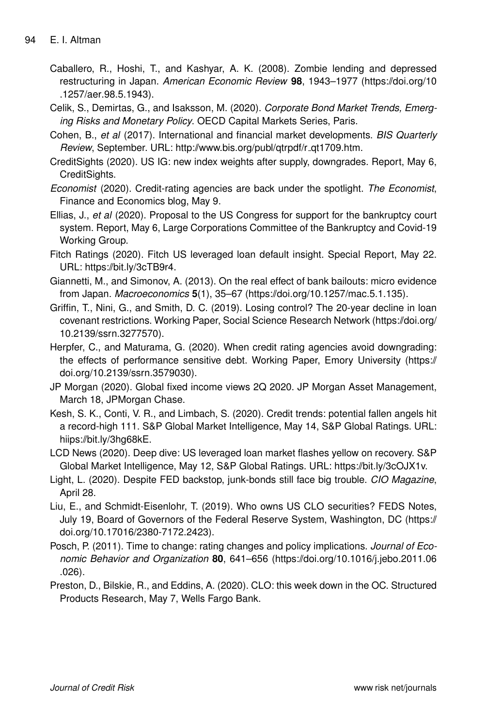Caballero, R., Hoshi, T., and Kashyar, A. K. (2008). Zombie lending and depressed restructuring in Japan. *American Economic Review* **98**, 1943–1977 (https://doi.org/10.1257/aer.98.5.1943).

Celik, S., Demirtas, G., and Isaksson, M. (2020). *Corporate Bond Market Trends, Emerging Risks and Monetary Policy*. OECD Capital Markets Series, Paris.

Cohen, B., *et al* (2017). International and financial market developments. *BIS Quarterly Review*, September. URL: http://www.bis.org/publ/qtrpdf/r_qt1709.htm.

CreditSights (2020). US IG: new index weights after supply, downgrades. Report, May 6, CreditSights.

*Economist* (2020). Credit-rating agencies are back under the spotlight. *The Economist*, Finance and Economics blog, May 9.

Ellias, J., *et al* (2020). Proposal to the US Congress for support for the bankruptcy court system. Report, May 6, Large Corporations Committee of the Bankruptcy and Covid-19 Working Group.

Fitch Ratings (2020). Fitch US leveraged loan default insight. Special Report, May 22. URL: https://bit.ly/3cTB9r4.

Giannetti, M., and Simonov, A. (2013). On the real effect of bank bailouts: micro evidence from Japan. *Macroeconomics* **5**(1), 35–67 (https://doi.org/10.1257/mac.5.1.135).

Griffin, T., Nini, G., and Smith, D. C. (2019). Losing control? The 20-year decline in loan covenant restrictions. Working Paper, Social Science Research Network (https://doi.org/10.2139/ssrn.3277570).

Herpfer, C., and Maturama, G. (2020). When credit rating agencies avoid downgrading: the effects of performance sensitive debt. Working Paper, Emory University (https://doi.org/10.2139/ssrn.3579030).

JP Morgan (2020). Global fixed income views 2Q 2020. JP Morgan Asset Management, March 18, JPMorgan Chase.

Kesh, S. K., Conti, V. R., and Limbach, S. (2020). Credit trends: potential fallen angels hit a record-high 111. S&P Global Market Intelligence, May 14, S&P Global Ratings. URL: hiips://bit.ly/3hg68kE.

LCD News (2020). Deep dive: US leveraged loan market flashes yellow on recovery. S&P Global Market Intelligence, May 12, S&P Global Ratings. URL: https://bit.ly/3cOJX1v.

Light, L. (2020). Despite FED backstop, junk-bonds still face big trouble. *CIO Magazine*, April 28.

Liu, E., and Schmidt-Eisenlohr, T. (2019). Who owns US CLO securities? FEDS Notes, July 19, Board of Governors of the Federal Reserve System, Washington, DC (https://doi.org/10.17016/2380-7172.2423).

Posch, P. (2011). Time to change: rating changes and policy implications. *Journal of Economic Behavior and Organization* **80**, 641–656 (https://doi.org/10.1016/j.jebo.2011.06.026).

Preston, D., Bilskie, R., and Eddins, A. (2020). CLO: this week down in the OC. Structured Products Research, May 7, Wells Fargo Bank.